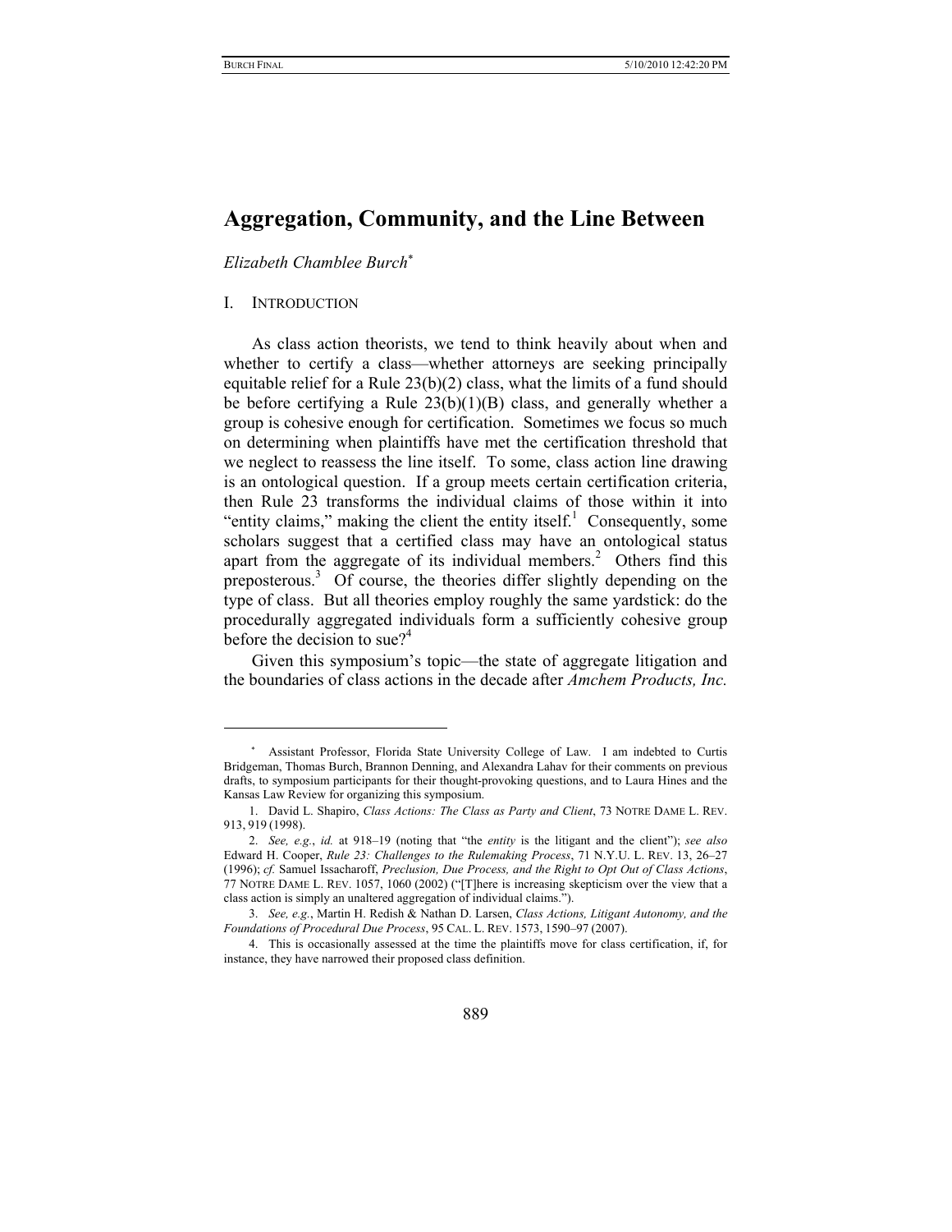# Aggregation, Community, and the Line Between

*Elizabeth Chamblee Burch*[*]

## I. INTRODUCTION

As class action theorists, we tend to think heavily about when and whether to certify a class—whether attorneys are seeking principally equitable relief for a Rule 23(b)(2) class, what the limits of a fund should be before certifying a Rule 23(b)(1)(B) class, and generally whether a group is cohesive enough for certification. Sometimes we focus so much on determining when plaintiffs have met the certification threshold that we neglect to reassess the line itself. To some, class action line drawing is an ontological question. If a group meets certain certification criteria, then Rule 23 transforms the individual claims of those within it into "entity claims," making the client the entity itself.[1] Consequently, some scholars suggest that a certified class may have an ontological status apart from the aggregate of its individual members.[2] Others find this preposterous.[3] Of course, the theories differ slightly depending on the type of class. But all theories employ roughly the same yardstick: do the procedurally aggregated individuals form a sufficiently cohesive group before the decision to sue?[4]

Given this symposium's topic—the state of aggregate litigation and the boundaries of class actions in the decade after *Amchem Products, Inc.*

---

[*] Assistant Professor, Florida State University College of Law. I am indebted to Curtis Bridgeman, Thomas Burch, Brannon Denning, and Alexandra Lahav for their comments on previous drafts, to symposium participants for their thought-provoking questions, and to Laura Hines and the Kansas Law Review for organizing this symposium.

1. David L. Shapiro, *Class Actions: The Class as Party and Client*, 73 NOTRE DAME L. REV. 913, 919 (1998).

2. *See, e.g.*, *id.* at 918–19 (noting that "the *entity* is the litigant and the client"); *see also* Edward H. Cooper, *Rule 23: Challenges to the Rulemaking Process*, 71 N.Y.U. L. REV. 13, 26–27 (1996); *cf.* Samuel Issacharoff, *Preclusion, Due Process, and the Right to Opt Out of Class Actions*, 77 NOTRE DAME L. REV. 1057, 1060 (2002) ("[T]here is increasing skepticism over the view that a class action is simply an unaltered aggregation of individual claims.").

3. *See, e.g.*, Martin H. Redish & Nathan D. Larsen, *Class Actions, Litigant Autonomy, and the Foundations of Procedural Due Process*, 95 CAL. L. REV. 1573, 1590–97 (2007).

4. This is occasionally assessed at the time the plaintiffs move for class certification, if, for instance, they have narrowed their proposed class definition.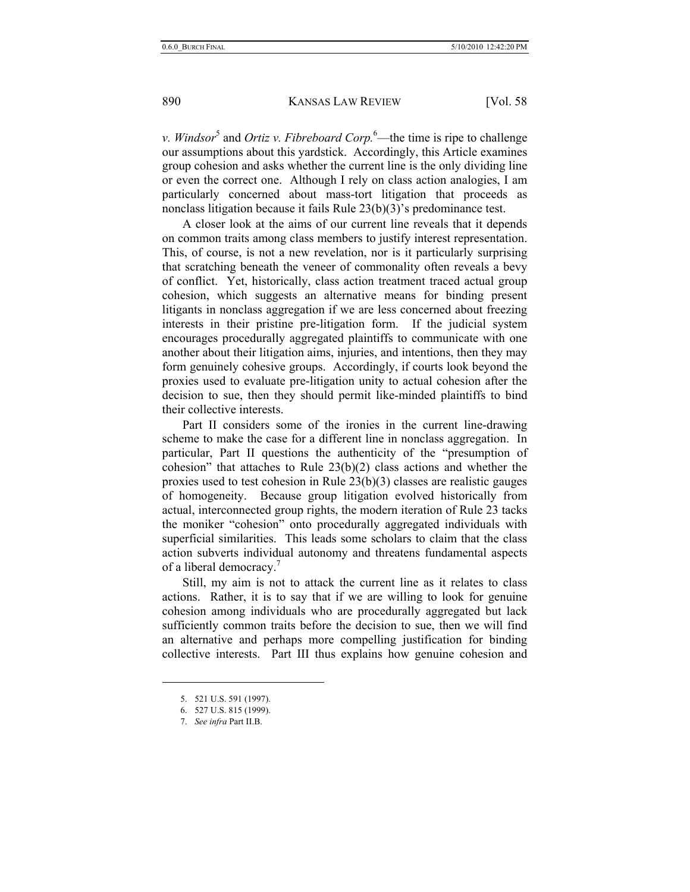*v. Windsor*[5] and *Ortiz v. Fibreboard Corp.*[6]—the time is ripe to challenge our assumptions about this yardstick. Accordingly, this Article examines group cohesion and asks whether the current line is the only dividing line or even the correct one. Although I rely on class action analogies, I am particularly concerned about mass-tort litigation that proceeds as nonclass litigation because it fails Rule 23(b)(3)'s predominance test.

A closer look at the aims of our current line reveals that it depends on common traits among class members to justify interest representation. This, of course, is not a new revelation, nor is it particularly surprising that scratching beneath the veneer of commonality often reveals a bevy of conflict. Yet, historically, class action treatment traced actual group cohesion, which suggests an alternative means for binding present litigants in nonclass aggregation if we are less concerned about freezing interests in their pristine pre-litigation form. If the judicial system encourages procedurally aggregated plaintiffs to communicate with one another about their litigation aims, injuries, and intentions, then they may form genuinely cohesive groups. Accordingly, if courts look beyond the proxies used to evaluate pre-litigation unity to actual cohesion after the decision to sue, then they should permit like-minded plaintiffs to bind their collective interests.

Part II considers some of the ironies in the current line-drawing scheme to make the case for a different line in nonclass aggregation. In particular, Part II questions the authenticity of the "presumption of cohesion" that attaches to Rule 23(b)(2) class actions and whether the proxies used to test cohesion in Rule 23(b)(3) classes are realistic gauges of homogeneity. Because group litigation evolved historically from actual, interconnected group rights, the modern iteration of Rule 23 tacks the moniker "cohesion" onto procedurally aggregated individuals with superficial similarities. This leads some scholars to claim that the class action subverts individual autonomy and threatens fundamental aspects of a liberal democracy.[7]

Still, my aim is not to attack the current line as it relates to class actions. Rather, it is to say that if we are willing to look for genuine cohesion among individuals who are procedurally aggregated but lack sufficiently common traits before the decision to sue, then we will find an alternative and perhaps more compelling justification for binding collective interests. Part III thus explains how genuine cohesion and

---

5. 521 U.S. 591 (1997).

6. 527 U.S. 815 (1999).

7. *See infra* Part II.B.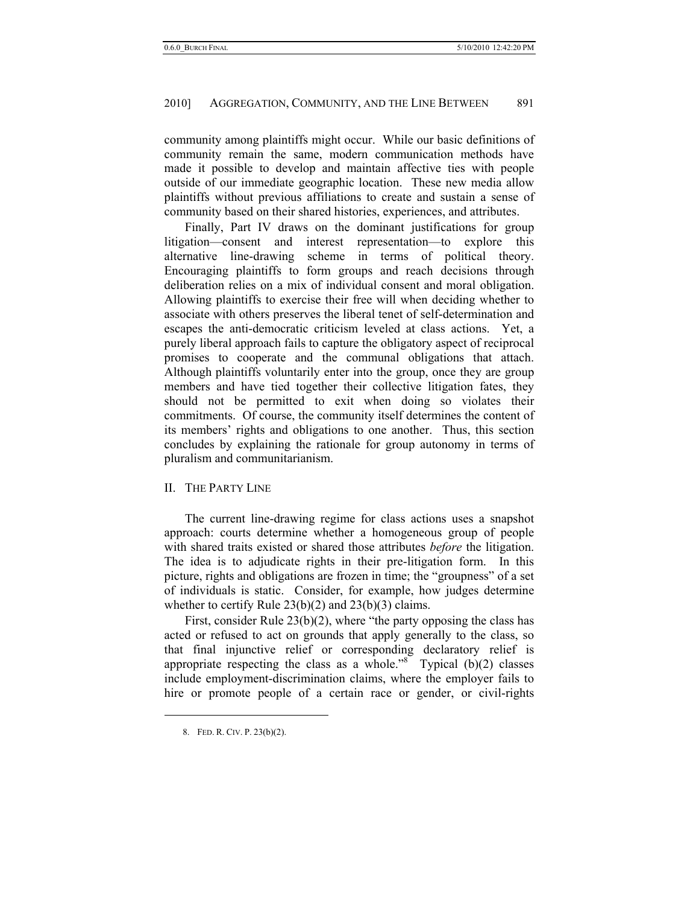community among plaintiffs might occur. While our basic definitions of community remain the same, modern communication methods have made it possible to develop and maintain affective ties with people outside of our immediate geographic location. These new media allow plaintiffs without previous affiliations to create and sustain a sense of community based on their shared histories, experiences, and attributes.

Finally, Part IV draws on the dominant justifications for group litigation—consent and interest representation—to explore this alternative line-drawing scheme in terms of political theory. Encouraging plaintiffs to form groups and reach decisions through deliberation relies on a mix of individual consent and moral obligation. Allowing plaintiffs to exercise their free will when deciding whether to associate with others preserves the liberal tenet of self-determination and escapes the anti-democratic criticism leveled at class actions. Yet, a purely liberal approach fails to capture the obligatory aspect of reciprocal promises to cooperate and the communal obligations that attach. Although plaintiffs voluntarily enter into the group, once they are group members and have tied together their collective litigation fates, they should not be permitted to exit when doing so violates their commitments. Of course, the community itself determines the content of its members' rights and obligations to one another. Thus, this section concludes by explaining the rationale for group autonomy in terms of pluralism and communitarianism.

## II. THE PARTY LINE

The current line-drawing regime for class actions uses a snapshot approach: courts determine whether a homogeneous group of people with shared traits existed or shared those attributes *before* the litigation. The idea is to adjudicate rights in their pre-litigation form. In this picture, rights and obligations are frozen in time; the "groupness" of a set of individuals is static. Consider, for example, how judges determine whether to certify Rule 23(b)(2) and 23(b)(3) claims.

First, consider Rule 23(b)(2), where "the party opposing the class has acted or refused to act on grounds that apply generally to the class, so that final injunctive relief or corresponding declaratory relief is appropriate respecting the class as a whole."[8] Typical (b)(2) classes include employment-discrimination claims, where the employer fails to hire or promote people of a certain race or gender, or civil-rights

---

8. FED. R. CIV. P. 23(b)(2).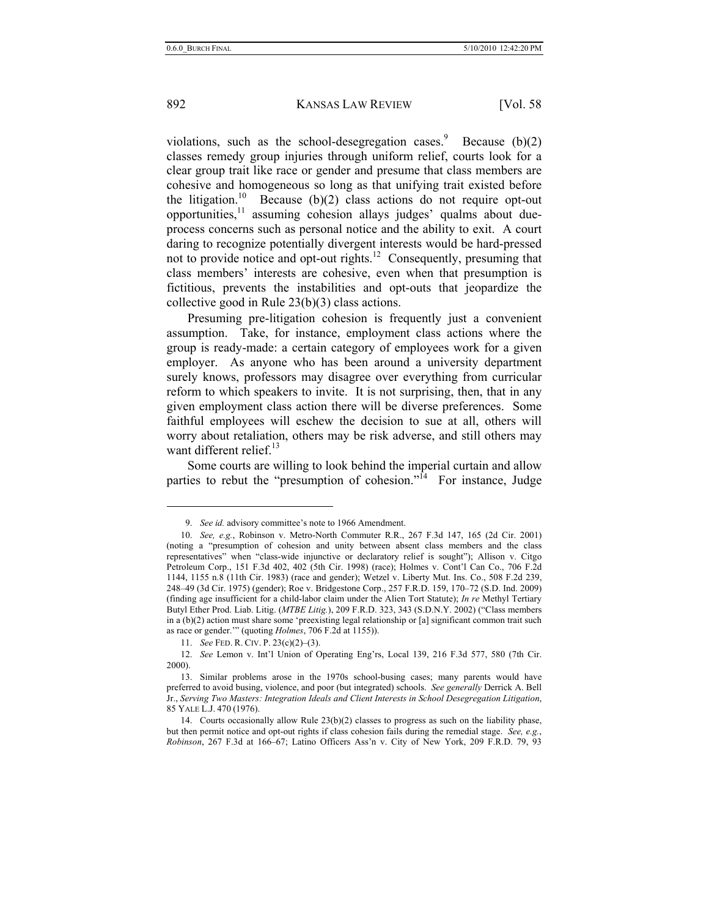violations, such as the school-desegregation cases.[9] Because (b)(2) classes remedy group injuries through uniform relief, courts look for a clear group trait like race or gender and presume that class members are cohesive and homogeneous so long as that unifying trait existed before the litigation.[10] Because (b)(2) class actions do not require opt-out opportunities,[11] assuming cohesion allays judges' qualms about due-process concerns such as personal notice and the ability to exit. A court daring to recognize potentially divergent interests would be hard-pressed not to provide notice and opt-out rights.[12] Consequently, presuming that class members' interests are cohesive, even when that presumption is fictitious, prevents the instabilities and opt-outs that jeopardize the collective good in Rule 23(b)(3) class actions.

Presuming pre-litigation cohesion is frequently just a convenient assumption. Take, for instance, employment class actions where the group is ready-made: a certain category of employees work for a given employer. As anyone who has been around a university department surely knows, professors may disagree over everything from curricular reform to which speakers to invite. It is not surprising, then, that in any given employment class action there will be diverse preferences. Some faithful employees will eschew the decision to sue at all, others will worry about retaliation, others may be risk adverse, and still others may want different relief.[13]

Some courts are willing to look behind the imperial curtain and allow parties to rebut the "presumption of cohesion."[14] For instance, Judge

---

9. *See id.* advisory committee's note to 1966 Amendment.

10. *See, e.g.*, Robinson v. Metro-North Commuter R.R., 267 F.3d 147, 165 (2d Cir. 2001) (noting a "presumption of cohesion and unity between absent class members and the class representatives" when "class-wide injunctive or declaratory relief is sought"); Allison v. Citgo Petroleum Corp., 151 F.3d 402, 402 (5th Cir. 1998) (race); Holmes v. Cont'l Can Co., 706 F.2d 1144, 1155 n.8 (11th Cir. 1983) (race and gender); Wetzel v. Liberty Mut. Ins. Co., 508 F.2d 239, 248–49 (3d Cir. 1975) (gender); Roe v. Bridgestone Corp., 257 F.R.D. 159, 170–72 (S.D. Ind. 2009) (finding age insufficient for a child-labor claim under the Alien Tort Statute); *In re* Methyl Tertiary Butyl Ether Prod. Liab. Litig. (*MTBE Litig.*), 209 F.R.D. 323, 343 (S.D.N.Y. 2002) ("Class members in a (b)(2) action must share some 'preexisting legal relationship or [a] significant common trait such as race or gender.'" (quoting *Holmes*, 706 F.2d at 1155)).

11. *See* FED. R. CIV. P. 23(c)(2)–(3).

12. *See* Lemon v. Int'l Union of Operating Eng'rs, Local 139, 216 F.3d 577, 580 (7th Cir. 2000).

13. Similar problems arose in the 1970s school-busing cases; many parents would have preferred to avoid busing, violence, and poor (but integrated) schools. *See generally* Derrick A. Bell Jr., *Serving Two Masters: Integration Ideals and Client Interests in School Desegregation Litigation*, 85 YALE L.J. 470 (1976).

14. Courts occasionally allow Rule 23(b)(2) classes to progress as such on the liability phase, but then permit notice and opt-out rights if class cohesion fails during the remedial stage. *See, e.g.*, *Robinson*, 267 F.3d at 166–67; Latino Officers Ass'n v. City of New York, 209 F.R.D. 79, 93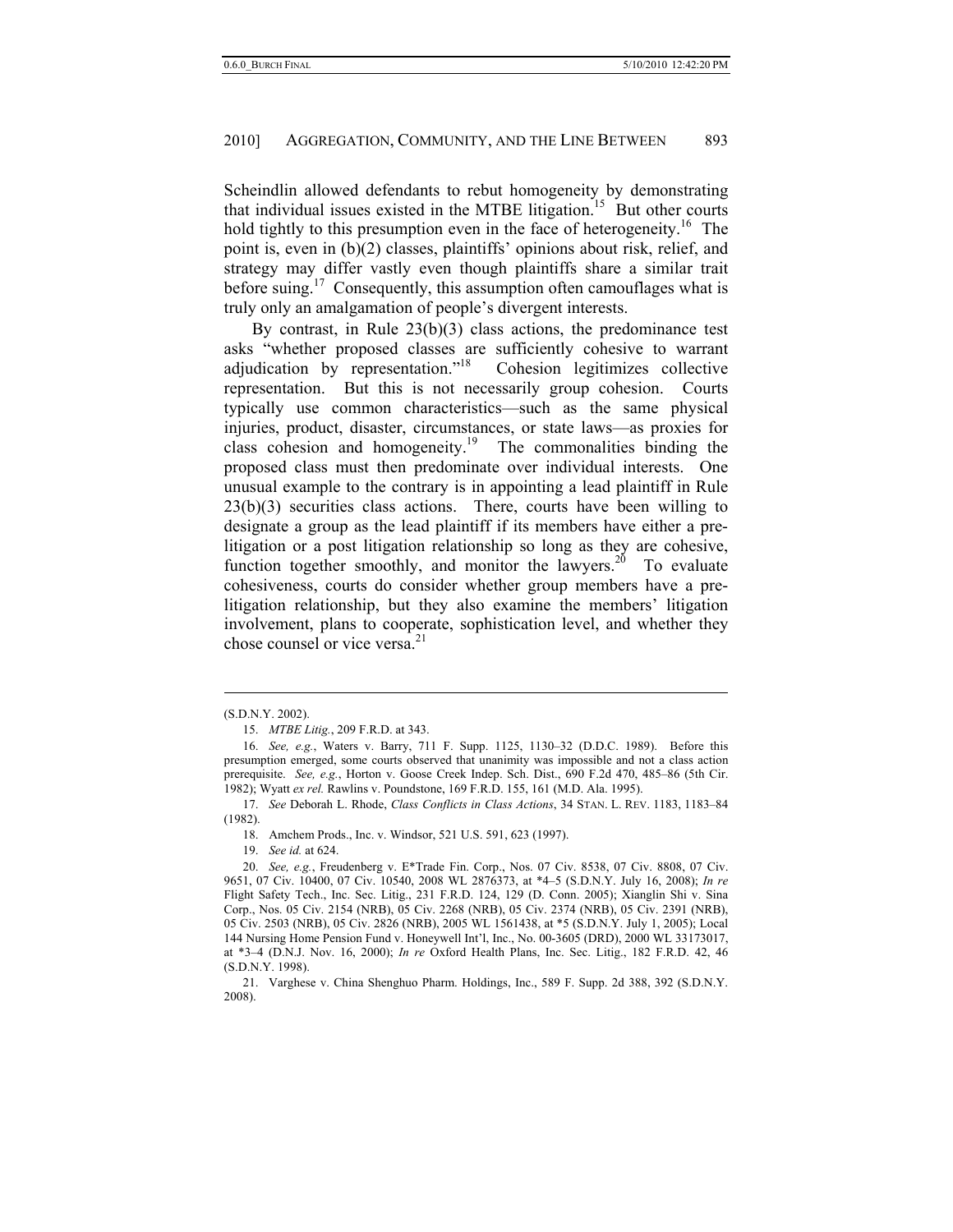Scheindlin allowed defendants to rebut homogeneity by demonstrating that individual issues existed in the MTBE litigation.[15] But other courts hold tightly to this presumption even in the face of heterogeneity.[16] The point is, even in (b)(2) classes, plaintiffs' opinions about risk, relief, and strategy may differ vastly even though plaintiffs share a similar trait before suing.[17] Consequently, this assumption often camouflages what is truly only an amalgamation of people's divergent interests.

By contrast, in Rule 23(b)(3) class actions, the predominance test asks "whether proposed classes are sufficiently cohesive to warrant adjudication by representation."[18] Cohesion legitimizes collective representation. But this is not necessarily group cohesion. Courts typically use common characteristics—such as the same physical injuries, product, disaster, circumstances, or state laws—as proxies for class cohesion and homogeneity.[19] The commonalities binding the proposed class must then predominate over individual interests. One unusual example to the contrary is in appointing a lead plaintiff in Rule 23(b)(3) securities class actions. There, courts have been willing to designate a group as the lead plaintiff if its members have either a pre-litigation or a post litigation relationship so long as they are cohesive, function together smoothly, and monitor the lawyers.[20] To evaluate cohesiveness, courts do consider whether group members have a pre-litigation relationship, but they also examine the members' litigation involvement, plans to cooperate, sophistication level, and whether they chose counsel or vice versa.[21]

---

(S.D.N.Y. 2002).

15. *MTBE Litig.*, 209 F.R.D. at 343.

16. *See, e.g.*, Waters v. Barry, 711 F. Supp. 1125, 1130–32 (D.D.C. 1989). Before this presumption emerged, some courts observed that unanimity was impossible and not a class action prerequisite. *See, e.g.*, Horton v. Goose Creek Indep. Sch. Dist., 690 F.2d 470, 485–86 (5th Cir. 1982); Wyatt *ex rel.* Rawlins v. Poundstone, 169 F.R.D. 155, 161 (M.D. Ala. 1995).

17. *See* Deborah L. Rhode, *Class Conflicts in Class Actions*, 34 STAN. L. REV. 1183, 1183–84 (1982).

18. Amchem Prods., Inc. v. Windsor, 521 U.S. 591, 623 (1997).

19. *See id.* at 624.

20. *See, e.g.*, Freudenberg v. E*Trade Fin. Corp., Nos. 07 Civ. 8538, 07 Civ. 8808, 07 Civ. 9651, 07 Civ. 10400, 07 Civ. 10540, 2008 WL 2876373, at *4–5 (S.D.N.Y. July 16, 2008); *In re* Flight Safety Tech., Inc. Sec. Litig., 231 F.R.D. 124, 129 (D. Conn. 2005); Xianglin Shi v. Sina Corp., Nos. 05 Civ. 2154 (NRB), 05 Civ. 2268 (NRB), 05 Civ. 2374 (NRB), 05 Civ. 2391 (NRB), 05 Civ. 2503 (NRB), 05 Civ. 2826 (NRB), 2005 WL 1561438, at *5 (S.D.N.Y. July 1, 2005); Local 144 Nursing Home Pension Fund v. Honeywell Int'l, Inc., No. 00-3605 (DRD), 2000 WL 33173017, at *3–4 (D.N.J. Nov. 16, 2000); *In re* Oxford Health Plans, Inc. Sec. Litig., 182 F.R.D. 42, 46 (S.D.N.Y. 1998).

21. Varghese v. China Shenghuo Pharm. Holdings, Inc., 589 F. Supp. 2d 388, 392 (S.D.N.Y. 2008).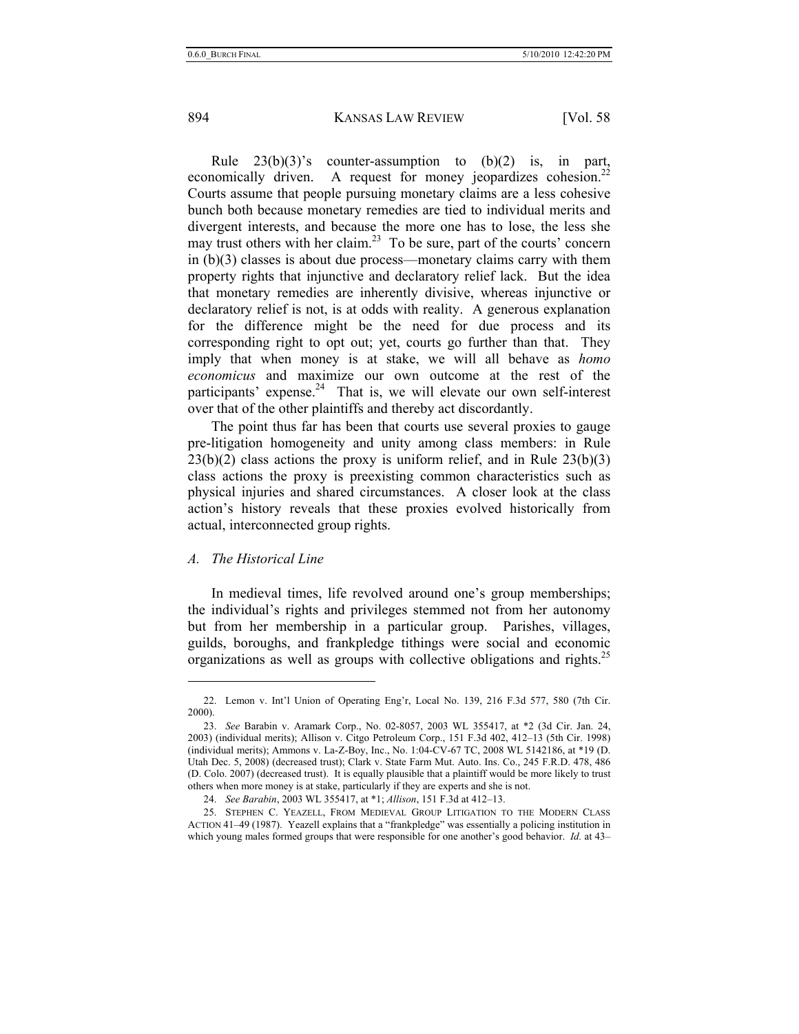Rule 23(b)(3)'s counter-assumption to (b)(2) is, in part, economically driven. A request for money jeopardizes cohesion.[22] Courts assume that people pursuing monetary claims are a less cohesive bunch both because monetary remedies are tied to individual merits and divergent interests, and because the more one has to lose, the less she may trust others with her claim.[23] To be sure, part of the courts' concern in (b)(3) classes is about due process—monetary claims carry with them property rights that injunctive and declaratory relief lack. But the idea that monetary remedies are inherently divisive, whereas injunctive or declaratory relief is not, is at odds with reality. A generous explanation for the difference might be the need for due process and its corresponding right to opt out; yet, courts go further than that. They imply that when money is at stake, we will all behave as *homo economicus* and maximize our own outcome at the rest of the participants' expense.[24] That is, we will elevate our own self-interest over that of the other plaintiffs and thereby act discordantly.

The point thus far has been that courts use several proxies to gauge pre-litigation homogeneity and unity among class members: in Rule 23(b)(2) class actions the proxy is uniform relief, and in Rule 23(b)(3) class actions the proxy is preexisting common characteristics such as physical injuries and shared circumstances. A closer look at the class action's history reveals that these proxies evolved historically from actual, interconnected group rights.

### *A. The Historical Line*

In medieval times, life revolved around one's group memberships; the individual's rights and privileges stemmed not from her autonomy but from her membership in a particular group. Parishes, villages, guilds, boroughs, and frankpledge tithings were social and economic organizations as well as groups with collective obligations and rights.[25]

---

22. Lemon v. Int'l Union of Operating Eng'r, Local No. 139, 216 F.3d 577, 580 (7th Cir. 2000).

23. *See* Barabin v. Aramark Corp., No. 02-8057, 2003 WL 355417, at \*2 (3d Cir. Jan. 24, 2003) (individual merits); Allison v. Citgo Petroleum Corp., 151 F.3d 402, 412–13 (5th Cir. 1998) (individual merits); Ammons v. La-Z-Boy, Inc., No. 1:04-CV-67 TC, 2008 WL 5142186, at \*19 (D. Utah Dec. 5, 2008) (decreased trust); Clark v. State Farm Mut. Auto. Ins. Co., 245 F.R.D. 478, 486 (D. Colo. 2007) (decreased trust). It is equally plausible that a plaintiff would be more likely to trust others when more money is at stake, particularly if they are experts and she is not.

24. *See Barabin*, 2003 WL 355417, at \*1; *Allison*, 151 F.3d at 412–13.

25. STEPHEN C. YEAZELL, FROM MEDIEVAL GROUP LITIGATION TO THE MODERN CLASS ACTION 41–49 (1987). Yeazell explains that a "frankpledge" was essentially a policing institution in which young males formed groups that were responsible for one another's good behavior. *Id.* at 43–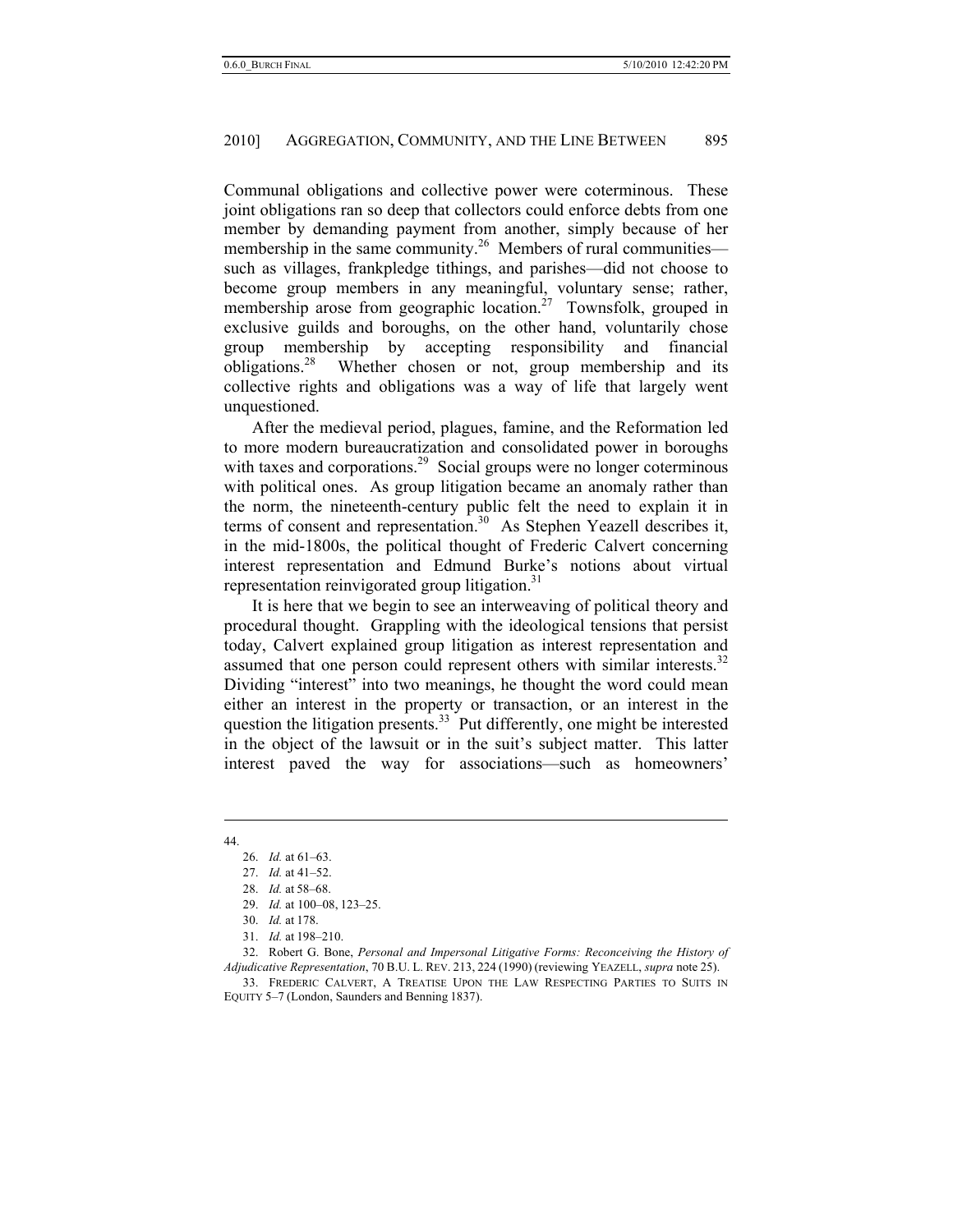Communal obligations and collective power were coterminous. These joint obligations ran so deep that collectors could enforce debts from one member by demanding payment from another, simply because of her membership in the same community.[26] Members of rural communities—such as villages, frankpledge tithings, and parishes—did not choose to become group members in any meaningful, voluntary sense; rather, membership arose from geographic location.[27] Townsfolk, grouped in exclusive guilds and boroughs, on the other hand, voluntarily chose group membership by accepting responsibility and financial obligations.[28] Whether chosen or not, group membership and its collective rights and obligations was a way of life that largely went unquestioned.

After the medieval period, plagues, famine, and the Reformation led to more modern bureaucratization and consolidated power in boroughs with taxes and corporations.[29] Social groups were no longer coterminous with political ones. As group litigation became an anomaly rather than the norm, the nineteenth-century public felt the need to explain it in terms of consent and representation.[30] As Stephen Yeazell describes it, in the mid-1800s, the political thought of Frederic Calvert concerning interest representation and Edmund Burke's notions about virtual representation reinvigorated group litigation.[31]

It is here that we begin to see an interweaving of political theory and procedural thought. Grappling with the ideological tensions that persist today, Calvert explained group litigation as interest representation and assumed that one person could represent others with similar interests.[32] Dividing "interest" into two meanings, he thought the word could mean either an interest in the property or transaction, or an interest in the question the litigation presents.[33] Put differently, one might be interested in the object of the lawsuit or in the suit's subject matter. This latter interest paved the way for associations—such as homeowners'

---

44.

26. *Id.* at 61–63.

27. *Id.* at 41–52.

28. *Id.* at 58–68.

29. *Id.* at 100–08, 123–25.

30. *Id.* at 178.

31. *Id.* at 198–210.

32. Robert G. Bone, *Personal and Impersonal Litigative Forms: Reconceiving the History of Adjudicative Representation*, 70 B.U. L. REV. 213, 224 (1990) (reviewing YEAZELL, *supra* note 25).

33. FREDERIC CALVERT, A TREATISE UPON THE LAW RESPECTING PARTIES TO SUITS IN EQUITY 5–7 (London, Saunders and Benning 1837).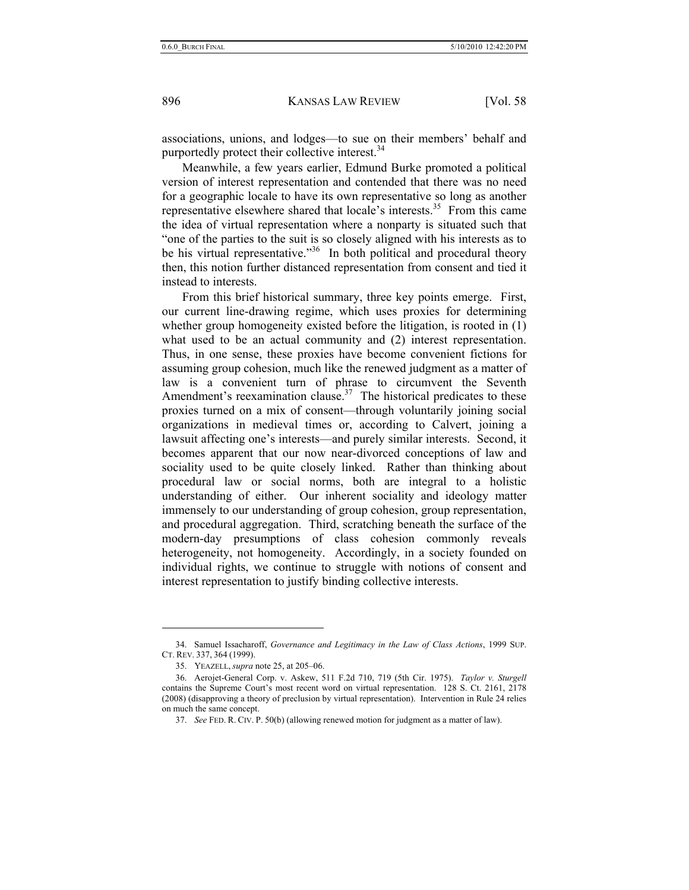associations, unions, and lodges—to sue on their members' behalf and purportedly protect their collective interest.[34]

Meanwhile, a few years earlier, Edmund Burke promoted a political version of interest representation and contended that there was no need for a geographic locale to have its own representative so long as another representative elsewhere shared that locale's interests.[35] From this came the idea of virtual representation where a nonparty is situated such that "one of the parties to the suit is so closely aligned with his interests as to be his virtual representative."[36] In both political and procedural theory then, this notion further distanced representation from consent and tied it instead to interests.

From this brief historical summary, three key points emerge. First, our current line-drawing regime, which uses proxies for determining whether group homogeneity existed before the litigation, is rooted in (1) what used to be an actual community and (2) interest representation. Thus, in one sense, these proxies have become convenient fictions for assuming group cohesion, much like the renewed judgment as a matter of law is a convenient turn of phrase to circumvent the Seventh Amendment's reexamination clause.[37] The historical predicates to these proxies turned on a mix of consent—through voluntarily joining social organizations in medieval times or, according to Calvert, joining a lawsuit affecting one's interests—and purely similar interests. Second, it becomes apparent that our now near-divorced conceptions of law and sociality used to be quite closely linked. Rather than thinking about procedural law or social norms, both are integral to a holistic understanding of either. Our inherent sociality and ideology matter immensely to our understanding of group cohesion, group representation, and procedural aggregation. Third, scratching beneath the surface of the modern-day presumptions of class cohesion commonly reveals heterogeneity, not homogeneity. Accordingly, in a society founded on individual rights, we continue to struggle with notions of consent and interest representation to justify binding collective interests.

---

34. Samuel Issacharoff, *Governance and Legitimacy in the Law of Class Actions*, 1999 SUP. CT. REV. 337, 364 (1999).

35. YEAZELL, *supra* note 25, at 205–06.

36. Aerojet-General Corp. v. Askew, 511 F.2d 710, 719 (5th Cir. 1975). *Taylor v. Sturgell* contains the Supreme Court's most recent word on virtual representation. 128 S. Ct. 2161, 2178 (2008) (disapproving a theory of preclusion by virtual representation). Intervention in Rule 24 relies on much the same concept.

37. *See* FED. R. CIV. P. 50(b) (allowing renewed motion for judgment as a matter of law).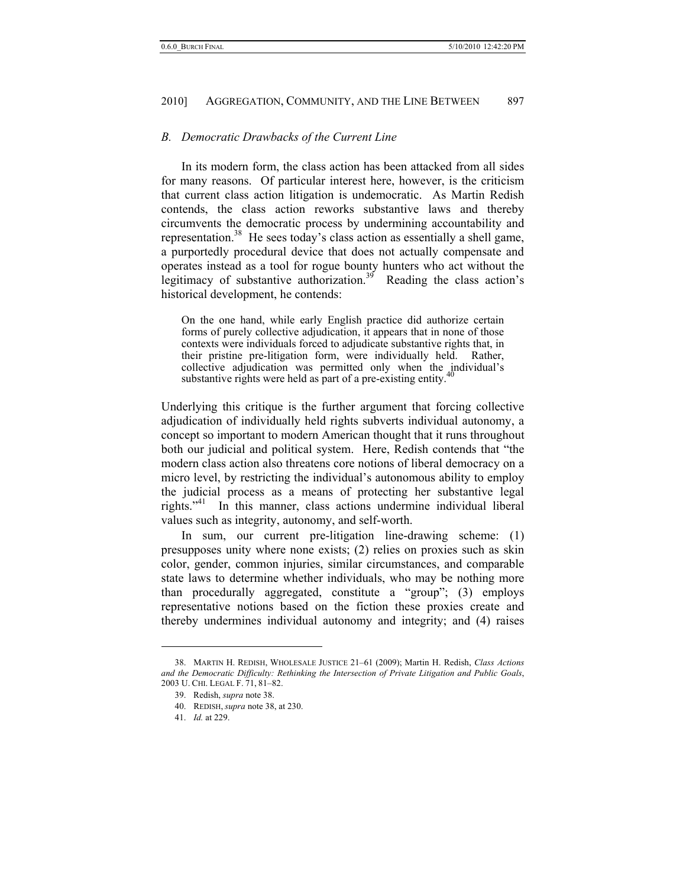### *B. Democratic Drawbacks of the Current Line*

In its modern form, the class action has been attacked from all sides for many reasons. Of particular interest here, however, is the criticism that current class action litigation is undemocratic. As Martin Redish contends, the class action reworks substantive laws and thereby circumvents the democratic process by undermining accountability and representation.[38] He sees today's class action as essentially a shell game, a purportedly procedural device that does not actually compensate and operates instead as a tool for rogue bounty hunters who act without the legitimacy of substantive authorization.[39] Reading the class action's historical development, he contends:

> On the one hand, while early English practice did authorize certain forms of purely collective adjudication, it appears that in none of those contexts were individuals forced to adjudicate substantive rights that, in their pristine pre-litigation form, were individually held. Rather, collective adjudication was permitted only when the individual's substantive rights were held as part of a pre-existing entity.[40]

Underlying this critique is the further argument that forcing collective adjudication of individually held rights subverts individual autonomy, a concept so important to modern American thought that it runs throughout both our judicial and political system. Here, Redish contends that "the modern class action also threatens core notions of liberal democracy on a micro level, by restricting the individual's autonomous ability to employ the judicial process as a means of protecting her substantive legal rights."[41] In this manner, class actions undermine individual liberal values such as integrity, autonomy, and self-worth.

In sum, our current pre-litigation line-drawing scheme: (1) presupposes unity where none exists; (2) relies on proxies such as skin color, gender, common injuries, similar circumstances, and comparable state laws to determine whether individuals, who may be nothing more than procedurally aggregated, constitute a "group"; (3) employs representative notions based on the fiction these proxies create and thereby undermines individual autonomy and integrity; and (4) raises

---

38. MARTIN H. REDISH, WHOLESALE JUSTICE 21–61 (2009); Martin H. Redish, *Class Actions and the Democratic Difficulty: Rethinking the Intersection of Private Litigation and Public Goals*, 2003 U. CHI. LEGAL F. 71, 81–82.

39. Redish, *supra* note 38.

40. REDISH, *supra* note 38, at 230.

41. *Id.* at 229.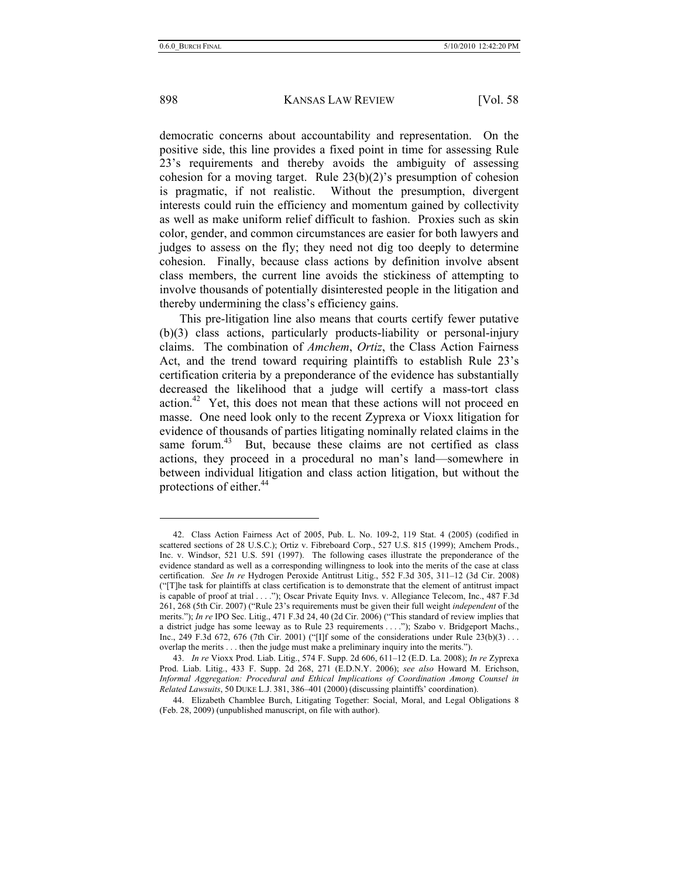democratic concerns about accountability and representation. On the positive side, this line provides a fixed point in time for assessing Rule 23's requirements and thereby avoids the ambiguity of assessing cohesion for a moving target. Rule 23(b)(2)'s presumption of cohesion is pragmatic, if not realistic. Without the presumption, divergent interests could ruin the efficiency and momentum gained by collectivity as well as make uniform relief difficult to fashion. Proxies such as skin color, gender, and common circumstances are easier for both lawyers and judges to assess on the fly; they need not dig too deeply to determine cohesion. Finally, because class actions by definition involve absent class members, the current line avoids the stickiness of attempting to involve thousands of potentially disinterested people in the litigation and thereby undermining the class's efficiency gains.

This pre-litigation line also means that courts certify fewer putative (b)(3) class actions, particularly products-liability or personal-injury claims. The combination of *Amchem*, *Ortiz*, the Class Action Fairness Act, and the trend toward requiring plaintiffs to establish Rule 23's certification criteria by a preponderance of the evidence has substantially decreased the likelihood that a judge will certify a mass-tort class action.[42] Yet, this does not mean that these actions will not proceed en masse. One need look only to the recent Zyprexa or Vioxx litigation for evidence of thousands of parties litigating nominally related claims in the same forum.[43] But, because these claims are not certified as class actions, they proceed in a procedural no man's land—somewhere in between individual litigation and class action litigation, but without the protections of either.[44]

---

42. Class Action Fairness Act of 2005, Pub. L. No. 109-2, 119 Stat. 4 (2005) (codified in scattered sections of 28 U.S.C.); Ortiz v. Fibreboard Corp., 527 U.S. 815 (1999); Amchem Prods., Inc. v. Windsor, 521 U.S. 591 (1997). The following cases illustrate the preponderance of the evidence standard as well as a corresponding willingness to look into the merits of the case at class certification. *See In re* Hydrogen Peroxide Antitrust Litig., 552 F.3d 305, 311–12 (3d Cir. 2008) ("[T]he task for plaintiffs at class certification is to demonstrate that the element of antitrust impact is capable of proof at trial . . . ."); Oscar Private Equity Invs. v. Allegiance Telecom, Inc., 487 F.3d 261, 268 (5th Cir. 2007) ("Rule 23's requirements must be given their full weight *independent* of the merits."); *In re* IPO Sec. Litig., 471 F.3d 24, 40 (2d Cir. 2006) ("This standard of review implies that a district judge has some leeway as to Rule 23 requirements . . . ."); Szabo v. Bridgeport Machs., Inc., 249 F.3d 672, 676 (7th Cir. 2001) ("[I]f some of the considerations under Rule 23(b)(3) . . . overlap the merits . . . then the judge must make a preliminary inquiry into the merits.").

43. *In re* Vioxx Prod. Liab. Litig., 574 F. Supp. 2d 606, 611–12 (E.D. La. 2008); *In re* Zyprexa Prod. Liab. Litig., 433 F. Supp. 2d 268, 271 (E.D.N.Y. 2006); *see also* Howard M. Erichson, *Informal Aggregation: Procedural and Ethical Implications of Coordination Among Counsel in Related Lawsuits*, 50 DUKE L.J. 381, 386–401 (2000) (discussing plaintiffs' coordination).

44. Elizabeth Chamblee Burch, Litigating Together: Social, Moral, and Legal Obligations 8 (Feb. 28, 2009) (unpublished manuscript, on file with author).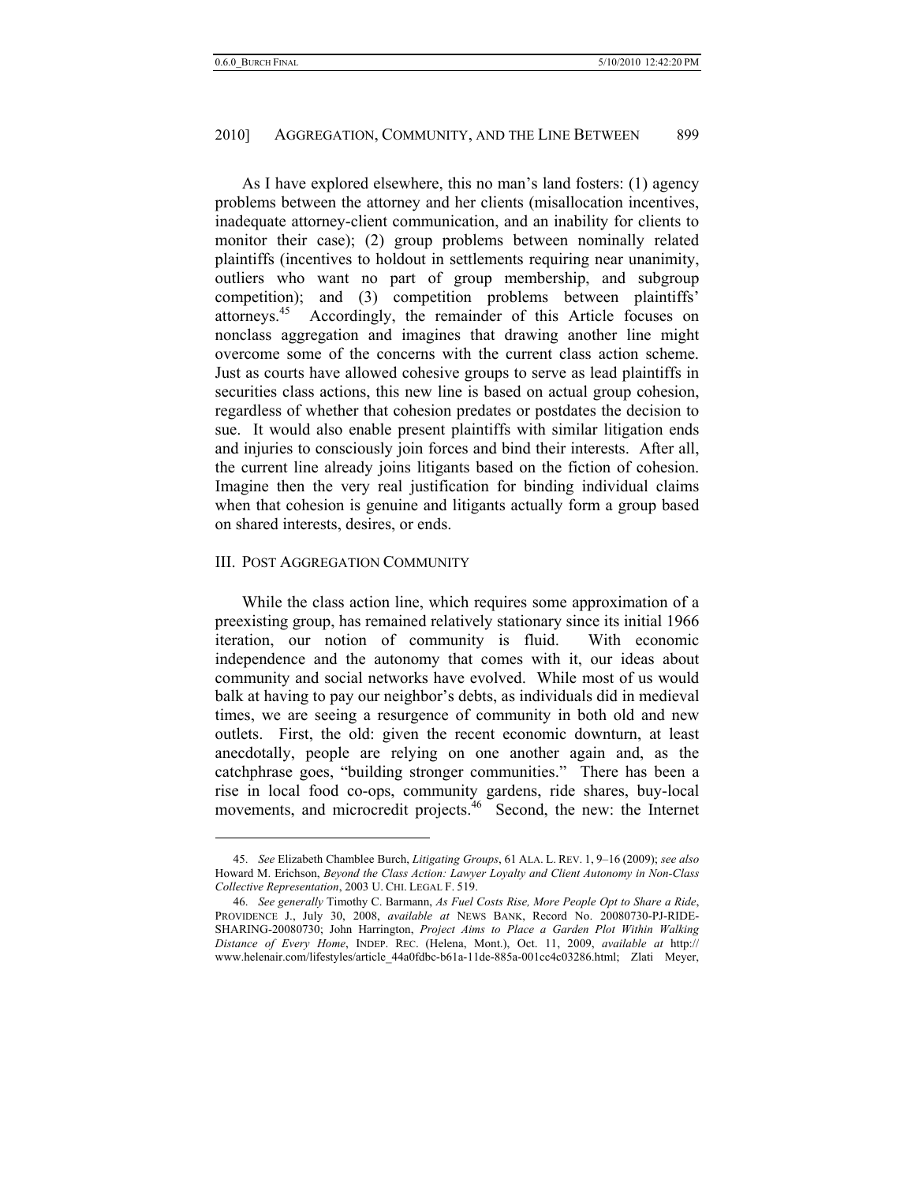As I have explored elsewhere, this no man's land fosters: (1) agency problems between the attorney and her clients (misallocation incentives, inadequate attorney-client communication, and an inability for clients to monitor their case); (2) group problems between nominally related plaintiffs (incentives to holdout in settlements requiring near unanimity, outliers who want no part of group membership, and subgroup competition); and (3) competition problems between plaintiffs' attorneys.[45] Accordingly, the remainder of this Article focuses on nonclass aggregation and imagines that drawing another line might overcome some of the concerns with the current class action scheme. Just as courts have allowed cohesive groups to serve as lead plaintiffs in securities class actions, this new line is based on actual group cohesion, regardless of whether that cohesion predates or postdates the decision to sue. It would also enable present plaintiffs with similar litigation ends and injuries to consciously join forces and bind their interests. After all, the current line already joins litigants based on the fiction of cohesion. Imagine then the very real justification for binding individual claims when that cohesion is genuine and litigants actually form a group based on shared interests, desires, or ends.

## III. POST AGGREGATION COMMUNITY

While the class action line, which requires some approximation of a preexisting group, has remained relatively stationary since its initial 1966 iteration, our notion of community is fluid. With economic independence and the autonomy that comes with it, our ideas about community and social networks have evolved. While most of us would balk at having to pay our neighbor's debts, as individuals did in medieval times, we are seeing a resurgence of community in both old and new outlets. First, the old: given the recent economic downturn, at least anecdotally, people are relying on one another again and, as the catchphrase goes, "building stronger communities." There has been a rise in local food co-ops, community gardens, ride shares, buy-local movements, and microcredit projects.[46] Second, the new: the Internet

---

45. *See* Elizabeth Chamblee Burch, *Litigating Groups*, 61 ALA. L. REV. 1, 9–16 (2009); *see also* Howard M. Erichson, *Beyond the Class Action: Lawyer Loyalty and Client Autonomy in Non-Class Collective Representation*, 2003 U. CHI. LEGAL F. 519.

46. *See generally* Timothy C. Barmann, *As Fuel Costs Rise, More People Opt to Share a Ride*, PROVIDENCE J., July 30, 2008, *available at* NEWS BANK, Record No. 20080730-PJ-RIDE-SHARING-20080730; John Harrington, *Project Aims to Place a Garden Plot Within Walking Distance of Every Home*, INDEP. REC. (Helena, Mont.), Oct. 11, 2009, *available at* http://www.helenair.com/lifestyles/article_44a0fdbc-b61a-11de-885a-001cc4c03286.html; Zlati Meyer,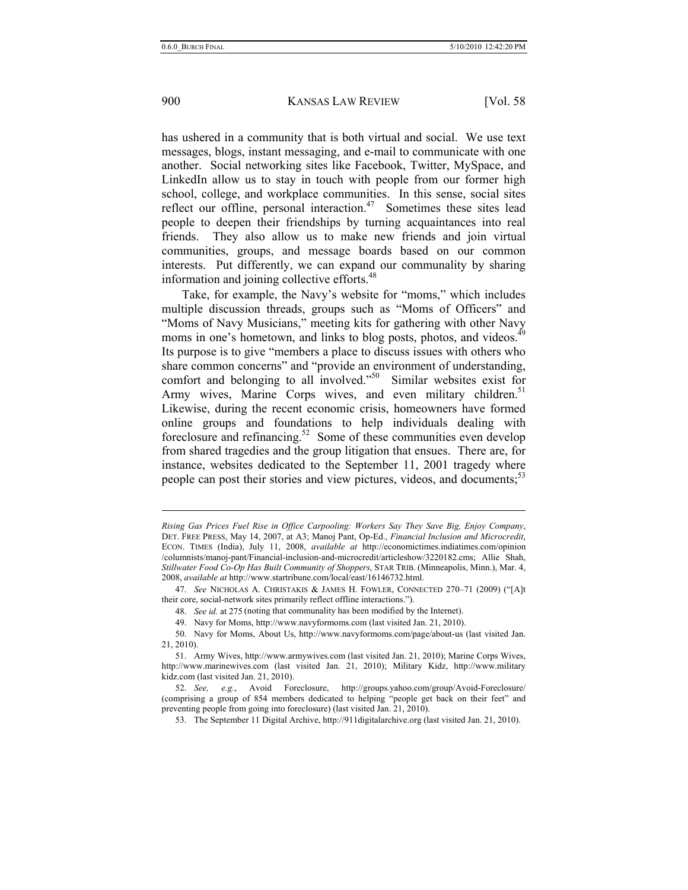has ushered in a community that is both virtual and social. We use text messages, blogs, instant messaging, and e-mail to communicate with one another. Social networking sites like Facebook, Twitter, MySpace, and LinkedIn allow us to stay in touch with people from our former high school, college, and workplace communities. In this sense, social sites reflect our offline, personal interaction.[47] Sometimes these sites lead people to deepen their friendships by turning acquaintances into real friends. They also allow us to make new friends and join virtual communities, groups, and message boards based on our common interests. Put differently, we can expand our communality by sharing information and joining collective efforts.[48]

Take, for example, the Navy's website for "moms," which includes multiple discussion threads, groups such as "Moms of Officers" and "Moms of Navy Musicians," meeting kits for gathering with other Navy moms in one's hometown, and links to blog posts, photos, and videos.[49] Its purpose is to give "members a place to discuss issues with others who share common concerns" and "provide an environment of understanding, comfort and belonging to all involved."[50] Similar websites exist for Army wives, Marine Corps wives, and even military children.[51] Likewise, during the recent economic crisis, homeowners have formed online groups and foundations to help individuals dealing with foreclosure and refinancing.[52] Some of these communities even develop from shared tragedies and the group litigation that ensues. There are, for instance, websites dedicated to the September 11, 2001 tragedy where people can post their stories and view pictures, videos, and documents;[53]

---

*Rising Gas Prices Fuel Rise in Office Carpooling: Workers Say They Save Big, Enjoy Company*, DET. FREE PRESS, May 14, 2007, at A3; Manoj Pant, Op-Ed., *Financial Inclusion and Microcredit*, ECON. TIMES (India), July 11, 2008, *available at* http://economictimes.indiatimes.com/opinion/columnists/manoj-pant/Financial-inclusion-and-microcredit/articleshow/3220182.cms; Allie Shah, *Stillwater Food Co-Op Has Built Community of Shoppers*, STAR TRIB. (Minneapolis, Minn.), Mar. 4, 2008, *available at* http://www.startribune.com/local/east/16146732.html.

47. *See* NICHOLAS A. CHRISTAKIS & JAMES H. FOWLER, CONNECTED 270–71 (2009) ("[A]t their core, social-network sites primarily reflect offline interactions.").

48. *See id.* at 275 (noting that communality has been modified by the Internet).

49. Navy for Moms, http://www.navyformoms.com (last visited Jan. 21, 2010).

50. Navy for Moms, About Us, http://www.navyformoms.com/page/about-us (last visited Jan. 21, 2010).

51. Army Wives, http://www.armywives.com (last visited Jan. 21, 2010); Marine Corps Wives, http://www.marinewives.com (last visited Jan. 21, 2010); Military Kidz, http://www.militarykidz.com (last visited Jan. 21, 2010).

52. *See, e.g.*, Avoid Foreclosure, http://groups.yahoo.com/group/Avoid-Foreclosure/ (comprising a group of 854 members dedicated to helping "people get back on their feet" and preventing people from going into foreclosure) (last visited Jan. 21, 2010).

53. The September 11 Digital Archive, http://911digitalarchive.org (last visited Jan. 21, 2010).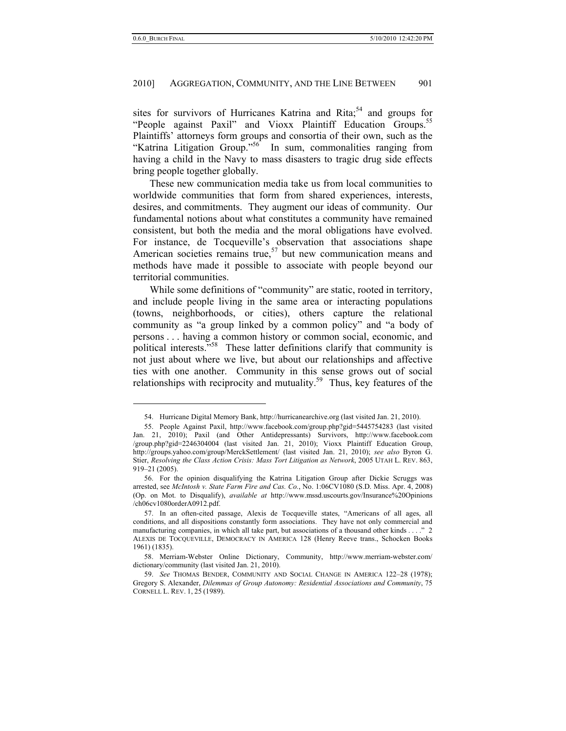sites for survivors of Hurricanes Katrina and Rita;[54] and groups for "People against Paxil" and Vioxx Plaintiff Education Groups.[55] Plaintiffs' attorneys form groups and consortia of their own, such as the "Katrina Litigation Group."[56] In sum, commonalities ranging from having a child in the Navy to mass disasters to tragic drug side effects bring people together globally.

These new communication media take us from local communities to worldwide communities that form from shared experiences, interests, desires, and commitments. They augment our ideas of community. Our fundamental notions about what constitutes a community have remained consistent, but both the media and the moral obligations have evolved. For instance, de Tocqueville's observation that associations shape American societies remains true,[57] but new communication means and methods have made it possible to associate with people beyond our territorial communities.

While some definitions of "community" are static, rooted in territory, and include people living in the same area or interacting populations (towns, neighborhoods, or cities), others capture the relational community as "a group linked by a common policy" and "a body of persons . . . having a common history or common social, economic, and political interests."[58] These latter definitions clarify that community is not just about where we live, but about our relationships and affective ties with one another. Community in this sense grows out of social relationships with reciprocity and mutuality.[59] Thus, key features of the

---

54. Hurricane Digital Memory Bank, http://hurricanearchive.org (last visited Jan. 21, 2010).

55. People Against Paxil, http://www.facebook.com/group.php?gid=5445754283 (last visited Jan. 21, 2010); Paxil (and Other Antidepressants) Survivors, http://www.facebook.com/group.php?gid=2246304004 (last visited Jan. 21, 2010); Vioxx Plaintiff Education Group, http://groups.yahoo.com/group/MerckSettlement/ (last visited Jan. 21, 2010); *see also* Byron G. Stier, *Resolving the Class Action Crisis: Mass Tort Litigation as Network*, 2005 UTAH L. REV. 863, 919–21 (2005).

56. For the opinion disqualifying the Katrina Litigation Group after Dickie Scruggs was arrested, see *McIntosh v. State Farm Fire and Cas. Co.*, No. 1:06CV1080 (S.D. Miss. Apr. 4, 2008) (Op. on Mot. to Disqualify), *available at* http://www.mssd.uscourts.gov/Insurance%20Opinions/ch06cv1080orderA0912.pdf.

57. In an often-cited passage, Alexis de Tocqueville states, "Americans of all ages, all conditions, and all dispositions constantly form associations. They have not only commercial and manufacturing companies, in which all take part, but associations of a thousand other kinds . . . ." 2 ALEXIS DE TOCQUEVILLE, DEMOCRACY IN AMERICA 128 (Henry Reeve trans., Schocken Books 1961) (1835).

58. Merriam-Webster Online Dictionary, Community, http://www.merriam-webster.com/dictionary/community (last visited Jan. 21, 2010).

59. *See* THOMAS BENDER, COMMUNITY AND SOCIAL CHANGE IN AMERICA 122–28 (1978); Gregory S. Alexander, *Dilemmas of Group Autonomy: Residential Associations and Community*, 75 CORNELL L. REV. 1, 25 (1989).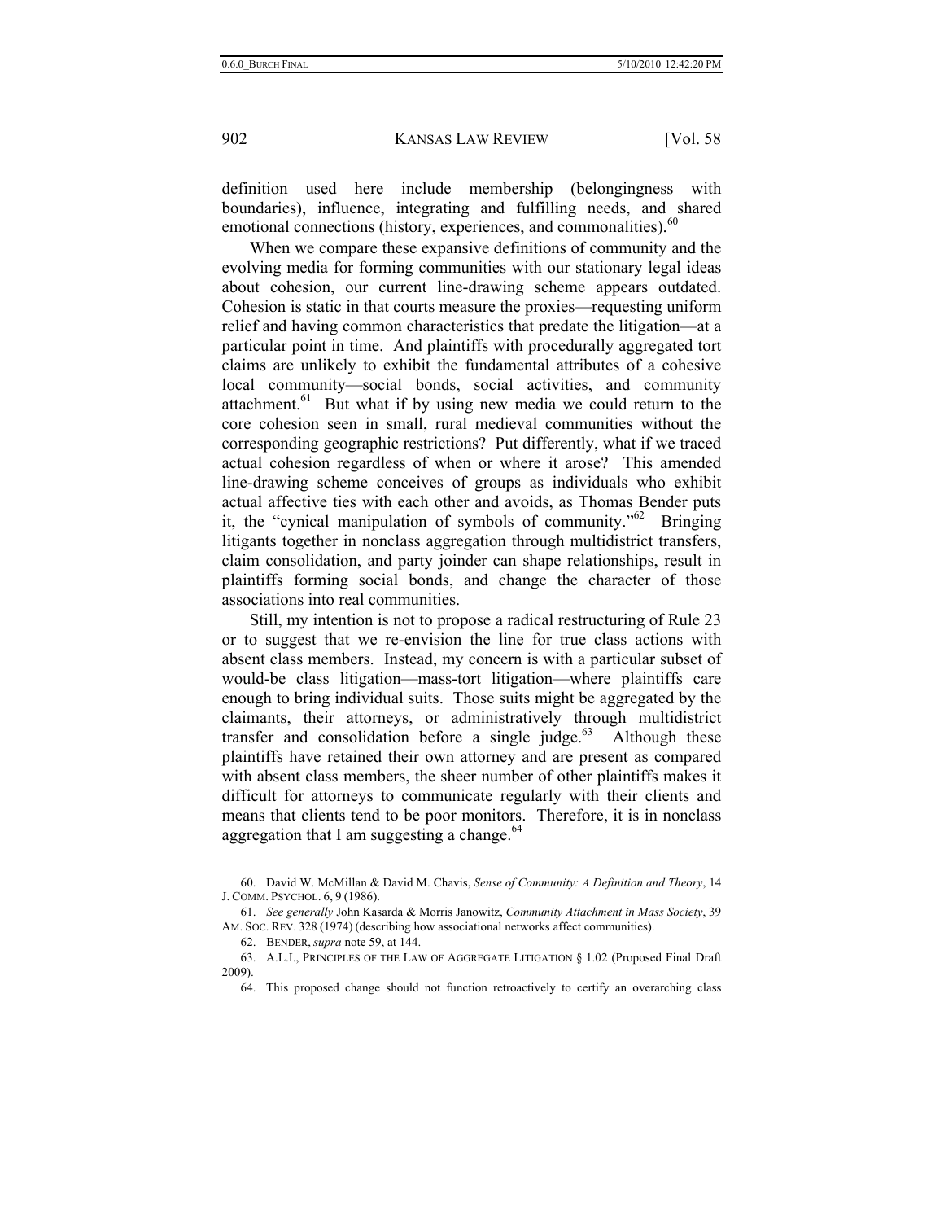definition used here include membership (belongingness with boundaries), influence, integrating and fulfilling needs, and shared emotional connections (history, experiences, and commonalities).[60]

When we compare these expansive definitions of community and the evolving media for forming communities with our stationary legal ideas about cohesion, our current line-drawing scheme appears outdated. Cohesion is static in that courts measure the proxies—requesting uniform relief and having common characteristics that predate the litigation—at a particular point in time. And plaintiffs with procedurally aggregated tort claims are unlikely to exhibit the fundamental attributes of a cohesive local community—social bonds, social activities, and community attachment.[61] But what if by using new media we could return to the core cohesion seen in small, rural medieval communities without the corresponding geographic restrictions? Put differently, what if we traced actual cohesion regardless of when or where it arose? This amended line-drawing scheme conceives of groups as individuals who exhibit actual affective ties with each other and avoids, as Thomas Bender puts it, the "cynical manipulation of symbols of community."[62] Bringing litigants together in nonclass aggregation through multidistrict transfers, claim consolidation, and party joinder can shape relationships, result in plaintiffs forming social bonds, and change the character of those associations into real communities.

Still, my intention is not to propose a radical restructuring of Rule 23 or to suggest that we re-envision the line for true class actions with absent class members. Instead, my concern is with a particular subset of would-be class litigation—mass-tort litigation—where plaintiffs care enough to bring individual suits. Those suits might be aggregated by the claimants, their attorneys, or administratively through multidistrict transfer and consolidation before a single judge.[63] Although these plaintiffs have retained their own attorney and are present as compared with absent class members, the sheer number of other plaintiffs makes it difficult for attorneys to communicate regularly with their clients and means that clients tend to be poor monitors. Therefore, it is in nonclass aggregation that I am suggesting a change.[64]

---

60. David W. McMillan & David M. Chavis, *Sense of Community: A Definition and Theory*, 14 J. COMM. PSYCHOL. 6, 9 (1986).

61. *See generally* John Kasarda & Morris Janowitz, *Community Attachment in Mass Society*, 39 AM. SOC. REV. 328 (1974) (describing how associational networks affect communities).

62. BENDER, *supra* note 59, at 144.

63. A.L.I., PRINCIPLES OF THE LAW OF AGGREGATE LITIGATION § 1.02 (Proposed Final Draft 2009).

64. This proposed change should not function retroactively to certify an overarching class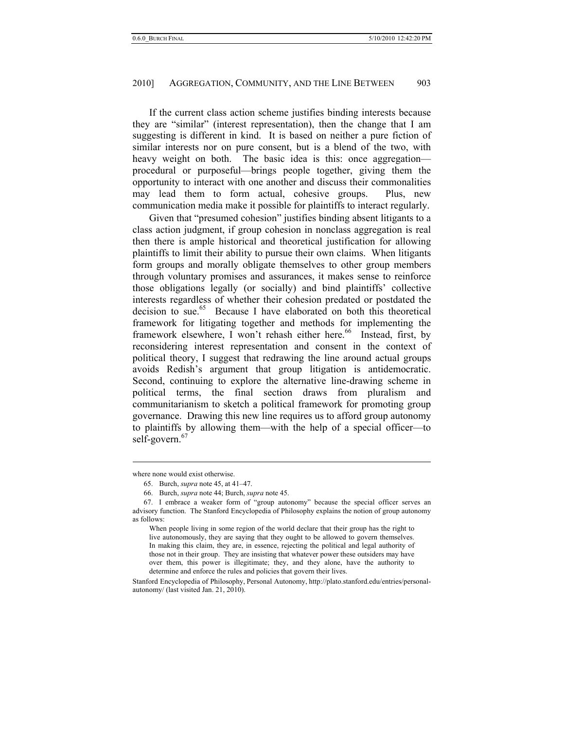If the current class action scheme justifies binding interests because they are "similar" (interest representation), then the change that I am suggesting is different in kind. It is based on neither a pure fiction of similar interests nor on pure consent, but is a blend of the two, with heavy weight on both. The basic idea is this: once aggregation—procedural or purposeful—brings people together, giving them the opportunity to interact with one another and discuss their commonalities may lead them to form actual, cohesive groups. Plus, new communication media make it possible for plaintiffs to interact regularly.

Given that "presumed cohesion" justifies binding absent litigants to a class action judgment, if group cohesion in nonclass aggregation is real then there is ample historical and theoretical justification for allowing plaintiffs to limit their ability to pursue their own claims. When litigants form groups and morally obligate themselves to other group members through voluntary promises and assurances, it makes sense to reinforce those obligations legally (or socially) and bind plaintiffs' collective interests regardless of whether their cohesion predated or postdated the decision to sue.[65] Because I have elaborated on both this theoretical framework for litigating together and methods for implementing the framework elsewhere, I won't rehash either here.[66] Instead, first, by reconsidering interest representation and consent in the context of political theory, I suggest that redrawing the line around actual groups avoids Redish's argument that group litigation is antidemocratic. Second, continuing to explore the alternative line-drawing scheme in political terms, the final section draws from pluralism and communitarianism to sketch a political framework for promoting group governance. Drawing this new line requires us to afford group autonomy to plaintiffs by allowing them—with the help of a special officer—to self-govern.[67]

---

where none would exist otherwise.

65. Burch, *supra* note 45, at 41–47.

66. Burch, *supra* note 44; Burch, *supra* note 45.

67. I embrace a weaker form of "group autonomy" because the special officer serves an advisory function. The Stanford Encyclopedia of Philosophy explains the notion of group autonomy as follows:

> When people living in some region of the world declare that their group has the right to live autonomously, they are saying that they ought to be allowed to govern themselves. In making this claim, they are, in essence, rejecting the political and legal authority of those not in their group. They are insisting that whatever power these outsiders may have over them, this power is illegitimate; they, and they alone, have the authority to determine and enforce the rules and policies that govern their lives.

Stanford Encyclopedia of Philosophy, Personal Autonomy, http://plato.stanford.edu/entries/personal-autonomy/ (last visited Jan. 21, 2010).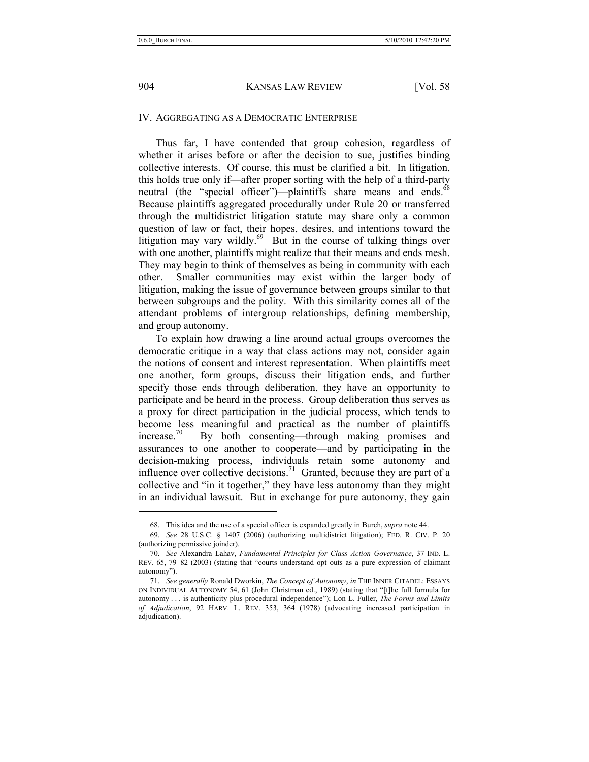## IV. AGGREGATING AS A DEMOCRATIC ENTERPRISE

Thus far, I have contended that group cohesion, regardless of whether it arises before or after the decision to sue, justifies binding collective interests. Of course, this must be clarified a bit. In litigation, this holds true only if—after proper sorting with the help of a third-party neutral (the "special officer")—plaintiffs share means and ends.[68] Because plaintiffs aggregated procedurally under Rule 20 or transferred through the multidistrict litigation statute may share only a common question of law or fact, their hopes, desires, and intentions toward the litigation may vary wildly.[69] But in the course of talking things over with one another, plaintiffs might realize that their means and ends mesh. They may begin to think of themselves as being in community with each other. Smaller communities may exist within the larger body of litigation, making the issue of governance between groups similar to that between subgroups and the polity. With this similarity comes all of the attendant problems of intergroup relationships, defining membership, and group autonomy.

To explain how drawing a line around actual groups overcomes the democratic critique in a way that class actions may not, consider again the notions of consent and interest representation. When plaintiffs meet one another, form groups, discuss their litigation ends, and further specify those ends through deliberation, they have an opportunity to participate and be heard in the process. Group deliberation thus serves as a proxy for direct participation in the judicial process, which tends to become less meaningful and practical as the number of plaintiffs increase.[70] By both consenting—through making promises and assurances to one another to cooperate—and by participating in the decision-making process, individuals retain some autonomy and influence over collective decisions.[71] Granted, because they are part of a collective and "in it together," they have less autonomy than they might in an individual lawsuit. But in exchange for pure autonomy, they gain

---

68. This idea and the use of a special officer is expanded greatly in Burch, *supra* note 44.

69. *See* 28 U.S.C. § 1407 (2006) (authorizing multidistrict litigation); FED. R. CIV. P. 20 (authorizing permissive joinder).

70. *See* Alexandra Lahav, *Fundamental Principles for Class Action Governance*, 37 IND. L. REV. 65, 79–82 (2003) (stating that "courts understand opt outs as a pure expression of claimant autonomy").

71. *See generally* Ronald Dworkin, *The Concept of Autonomy*, *in* THE INNER CITADEL: ESSAYS ON INDIVIDUAL AUTONOMY 54, 61 (John Christman ed., 1989) (stating that "[t]he full formula for autonomy . . . is authenticity plus procedural independence"); Lon L. Fuller, *The Forms and Limits of Adjudication*, 92 HARV. L. REV. 353, 364 (1978) (advocating increased participation in adjudication).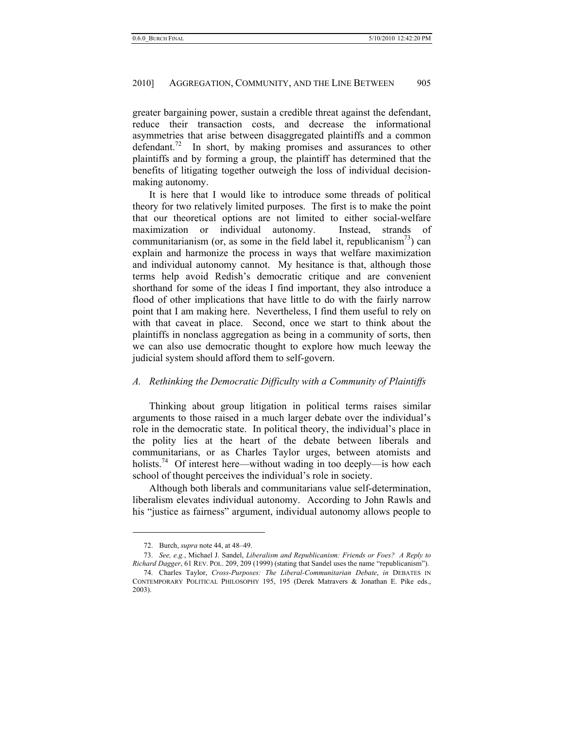greater bargaining power, sustain a credible threat against the defendant, reduce their transaction costs, and decrease the informational asymmetries that arise between disaggregated plaintiffs and a common defendant.[72] In short, by making promises and assurances to other plaintiffs and by forming a group, the plaintiff has determined that the benefits of litigating together outweigh the loss of individual decision-making autonomy.

It is here that I would like to introduce some threads of political theory for two relatively limited purposes. The first is to make the point that our theoretical options are not limited to either social-welfare maximization or individual autonomy. Instead, strands of communitarianism (or, as some in the field label it, republicanism[73]) can explain and harmonize the process in ways that welfare maximization and individual autonomy cannot. My hesitance is that, although those terms help avoid Redish's democratic critique and are convenient shorthand for some of the ideas I find important, they also introduce a flood of other implications that have little to do with the fairly narrow point that I am making here. Nevertheless, I find them useful to rely on with that caveat in place. Second, once we start to think about the plaintiffs in nonclass aggregation as being in a community of sorts, then we can also use democratic thought to explore how much leeway the judicial system should afford them to self-govern.

### *A. Rethinking the Democratic Difficulty with a Community of Plaintiffs*

Thinking about group litigation in political terms raises similar arguments to those raised in a much larger debate over the individual's role in the democratic state. In political theory, the individual's place in the polity lies at the heart of the debate between liberals and communitarians, or as Charles Taylor urges, between atomists and holists.[74] Of interest here—without wading in too deeply—is how each school of thought perceives the individual's role in society.

Although both liberals and communitarians value self-determination, liberalism elevates individual autonomy. According to John Rawls and his "justice as fairness" argument, individual autonomy allows people to

---

72. Burch, *supra* note 44, at 48–49.

73. *See, e.g.*, Michael J. Sandel, *Liberalism and Republicanism: Friends or Foes? A Reply to Richard Dagger*, 61 REV. POL. 209, 209 (1999) (stating that Sandel uses the name "republicanism").

74. Charles Taylor, *Cross-Purposes: The Liberal-Communitarian Debate*, *in* DEBATES IN CONTEMPORARY POLITICAL PHILOSOPHY 195, 195 (Derek Matravers & Jonathan E. Pike eds., 2003).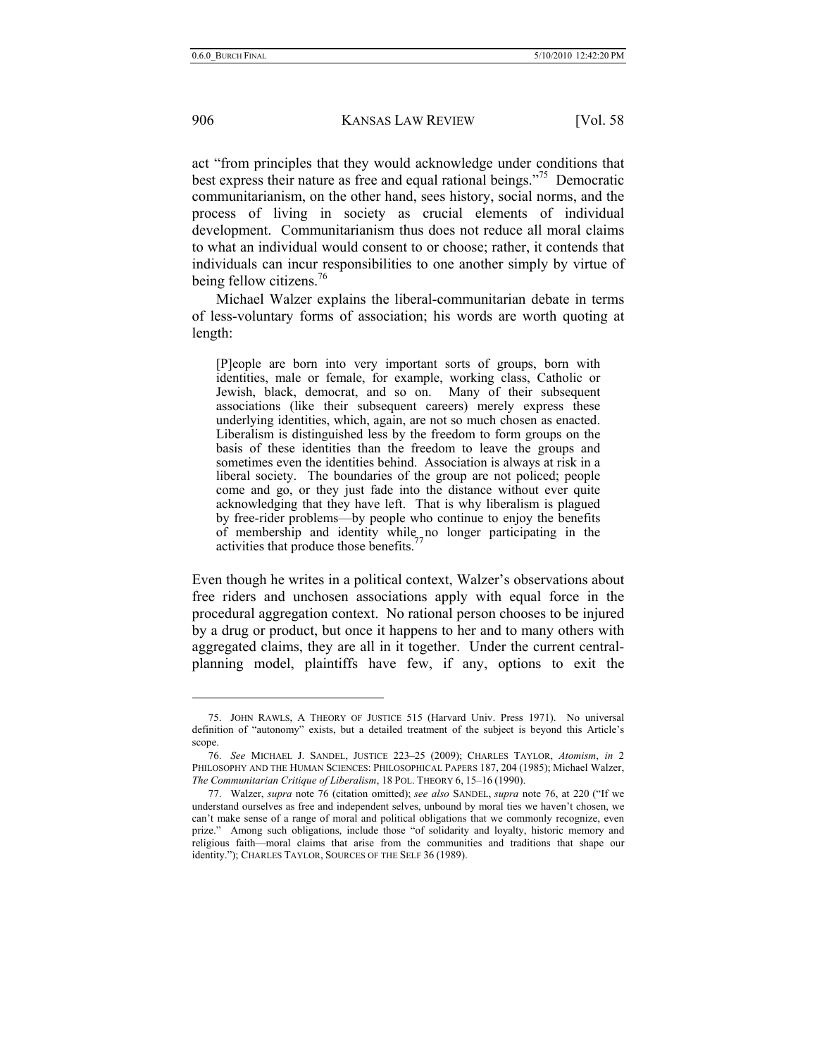act "from principles that they would acknowledge under conditions that best express their nature as free and equal rational beings."[75] Democratic communitarianism, on the other hand, sees history, social norms, and the process of living in society as crucial elements of individual development. Communitarianism thus does not reduce all moral claims to what an individual would consent to or choose; rather, it contends that individuals can incur responsibilities to one another simply by virtue of being fellow citizens.[76]

Michael Walzer explains the liberal-communitarian debate in terms of less-voluntary forms of association; his words are worth quoting at length:

> [P]eople are born into very important sorts of groups, born with identities, male or female, for example, working class, Catholic or Jewish, black, democrat, and so on. Many of their subsequent associations (like their subsequent careers) merely express these underlying identities, which, again, are not so much chosen as enacted. Liberalism is distinguished less by the freedom to form groups on the basis of these identities than the freedom to leave the groups and sometimes even the identities behind. Association is always at risk in a liberal society. The boundaries of the group are not policed; people come and go, or they just fade into the distance without ever quite acknowledging that they have left. That is why liberalism is plagued by free-rider problems—by people who continue to enjoy the benefits of membership and identity while no longer participating in the activities that produce those benefits.[77]

Even though he writes in a political context, Walzer's observations about free riders and unchosen associations apply with equal force in the procedural aggregation context. No rational person chooses to be injured by a drug or product, but once it happens to her and to many others with aggregated claims, they are all in it together. Under the current central-planning model, plaintiffs have few, if any, options to exit the

---

75. JOHN RAWLS, A THEORY OF JUSTICE 515 (Harvard Univ. Press 1971). No universal definition of "autonomy" exists, but a detailed treatment of the subject is beyond this Article's scope.

76. *See* MICHAEL J. SANDEL, JUSTICE 223–25 (2009); CHARLES TAYLOR, *Atomism*, *in* 2 PHILOSOPHY AND THE HUMAN SCIENCES: PHILOSOPHICAL PAPERS 187, 204 (1985); Michael Walzer, *The Communitarian Critique of Liberalism*, 18 POL. THEORY 6, 15–16 (1990).

77. Walzer, *supra* note 76 (citation omitted); *see also* SANDEL, *supra* note 76, at 220 ("If we understand ourselves as free and independent selves, unbound by moral ties we haven't chosen, we can't make sense of a range of moral and political obligations that we commonly recognize, even prize." Among such obligations, include those "of solidarity and loyalty, historic memory and religious faith—moral claims that arise from the communities and traditions that shape our identity."); CHARLES TAYLOR, SOURCES OF THE SELF 36 (1989).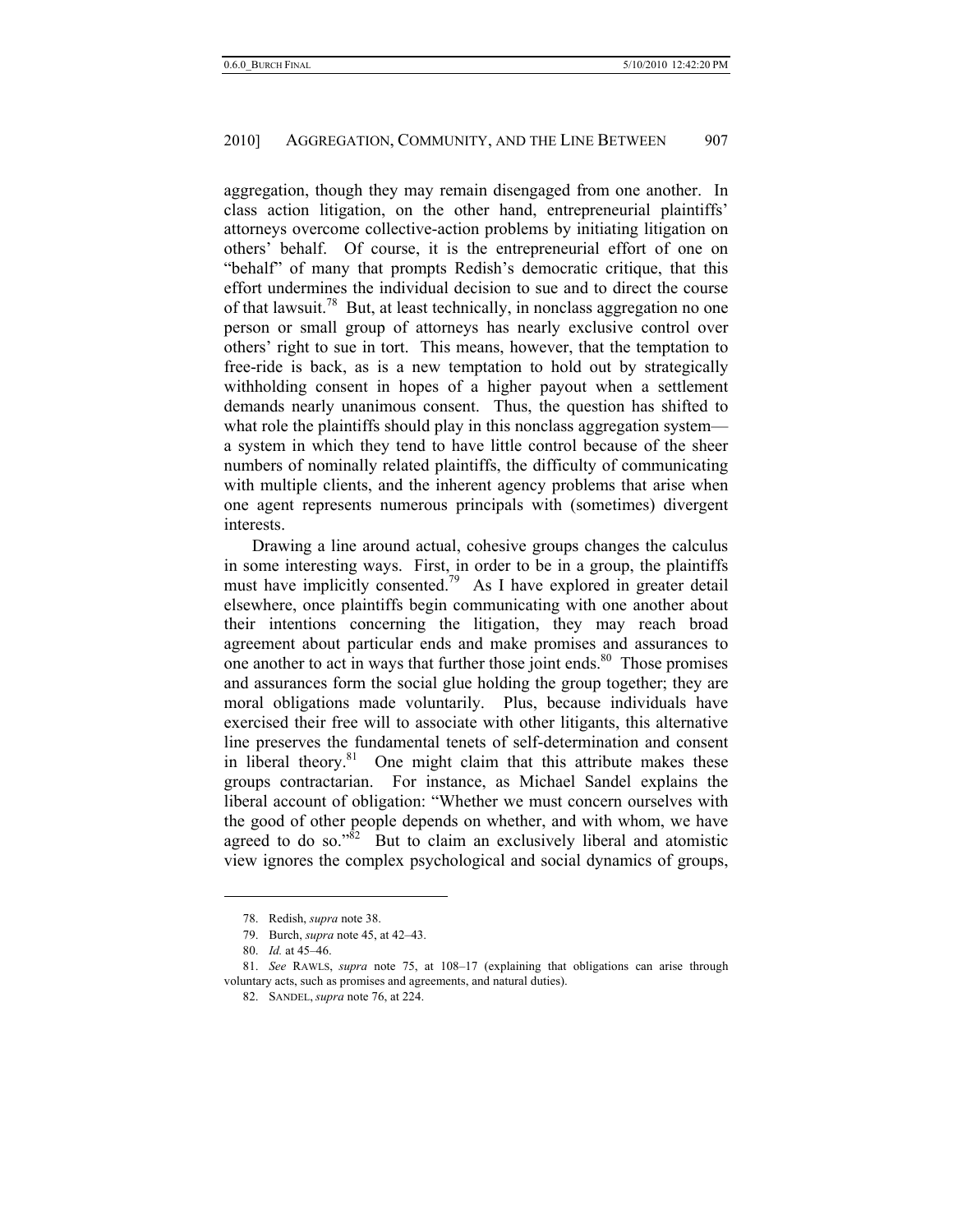aggregation, though they may remain disengaged from one another. In class action litigation, on the other hand, entrepreneurial plaintiffs' attorneys overcome collective-action problems by initiating litigation on others' behalf. Of course, it is the entrepreneurial effort of one on "behalf" of many that prompts Redish's democratic critique, that this effort undermines the individual decision to sue and to direct the course of that lawsuit.[78] But, at least technically, in nonclass aggregation no one person or small group of attorneys has nearly exclusive control over others' right to sue in tort. This means, however, that the temptation to free-ride is back, as is a new temptation to hold out by strategically withholding consent in hopes of a higher payout when a settlement demands nearly unanimous consent. Thus, the question has shifted to what role the plaintiffs should play in this nonclass aggregation system—a system in which they tend to have little control because of the sheer numbers of nominally related plaintiffs, the difficulty of communicating with multiple clients, and the inherent agency problems that arise when one agent represents numerous principals with (sometimes) divergent interests.

Drawing a line around actual, cohesive groups changes the calculus in some interesting ways. First, in order to be in a group, the plaintiffs must have implicitly consented.[79] As I have explored in greater detail elsewhere, once plaintiffs begin communicating with one another about their intentions concerning the litigation, they may reach broad agreement about particular ends and make promises and assurances to one another to act in ways that further those joint ends.[80] Those promises and assurances form the social glue holding the group together; they are moral obligations made voluntarily. Plus, because individuals have exercised their free will to associate with other litigants, this alternative line preserves the fundamental tenets of self-determination and consent in liberal theory.[81] One might claim that this attribute makes these groups contractarian. For instance, as Michael Sandel explains the liberal account of obligation: "Whether we must concern ourselves with the good of other people depends on whether, and with whom, we have agreed to do so."[82] But to claim an exclusively liberal and atomistic view ignores the complex psychological and social dynamics of groups,

78. Redish, *supra* note 38.

79. Burch, *supra* note 45, at 42–43.

80. *Id.* at 45–46.

81. *See* RAWLS, *supra* note 75, at 108–17 (explaining that obligations can arise through voluntary acts, such as promises and agreements, and natural duties).

82. SANDEL, *supra* note 76, at 224.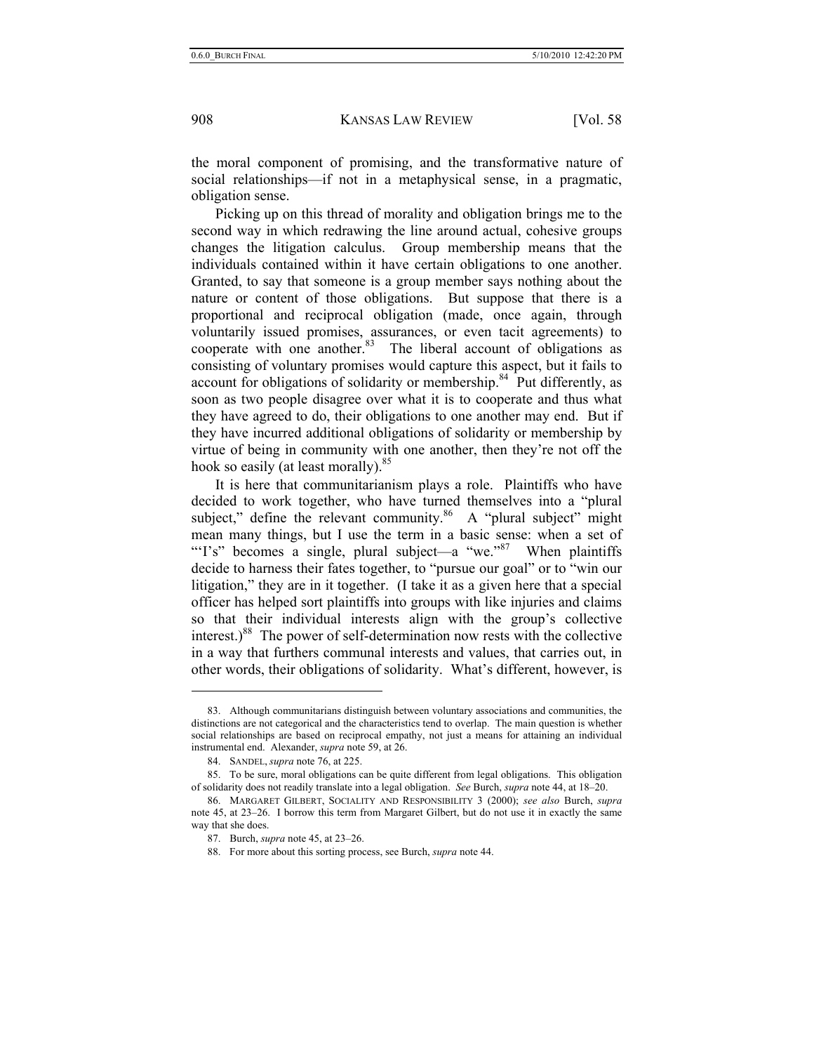the moral component of promising, and the transformative nature of social relationships—if not in a metaphysical sense, in a pragmatic, obligation sense.

Picking up on this thread of morality and obligation brings me to the second way in which redrawing the line around actual, cohesive groups changes the litigation calculus. Group membership means that the individuals contained within it have certain obligations to one another. Granted, to say that someone is a group member says nothing about the nature or content of those obligations. But suppose that there is a proportional and reciprocal obligation (made, once again, through voluntarily issued promises, assurances, or even tacit agreements) to cooperate with one another.[83] The liberal account of obligations as consisting of voluntary promises would capture this aspect, but it fails to account for obligations of solidarity or membership.[84] Put differently, as soon as two people disagree over what it is to cooperate and thus what they have agreed to do, their obligations to one another may end. But if they have incurred additional obligations of solidarity or membership by virtue of being in community with one another, then they're not off the hook so easily (at least morally).[85]

It is here that communitarianism plays a role. Plaintiffs who have decided to work together, who have turned themselves into a "plural subject," define the relevant community.[86] A "plural subject" might mean many things, but I use the term in a basic sense: when a set of "'I's" becomes a single, plural subject—a "we."[87] When plaintiffs decide to harness their fates together, to "pursue our goal" or to "win our litigation," they are in it together. (I take it as a given here that a special officer has helped sort plaintiffs into groups with like injuries and claims so that their individual interests align with the group's collective interest.)[88] The power of self-determination now rests with the collective in a way that furthers communal interests and values, that carries out, in other words, their obligations of solidarity. What's different, however, is

---

83. Although communitarians distinguish between voluntary associations and communities, the distinctions are not categorical and the characteristics tend to overlap. The main question is whether social relationships are based on reciprocal empathy, not just a means for attaining an individual instrumental end. Alexander, *supra* note 59, at 26.

84. SANDEL, *supra* note 76, at 225.

85. To be sure, moral obligations can be quite different from legal obligations. This obligation of solidarity does not readily translate into a legal obligation. *See* Burch, *supra* note 44, at 18–20.

86. MARGARET GILBERT, SOCIALITY AND RESPONSIBILITY 3 (2000); *see also* Burch, *supra* note 45, at 23–26. I borrow this term from Margaret Gilbert, but do not use it in exactly the same way that she does.

87. Burch, *supra* note 45, at 23–26.

88. For more about this sorting process, see Burch, *supra* note 44.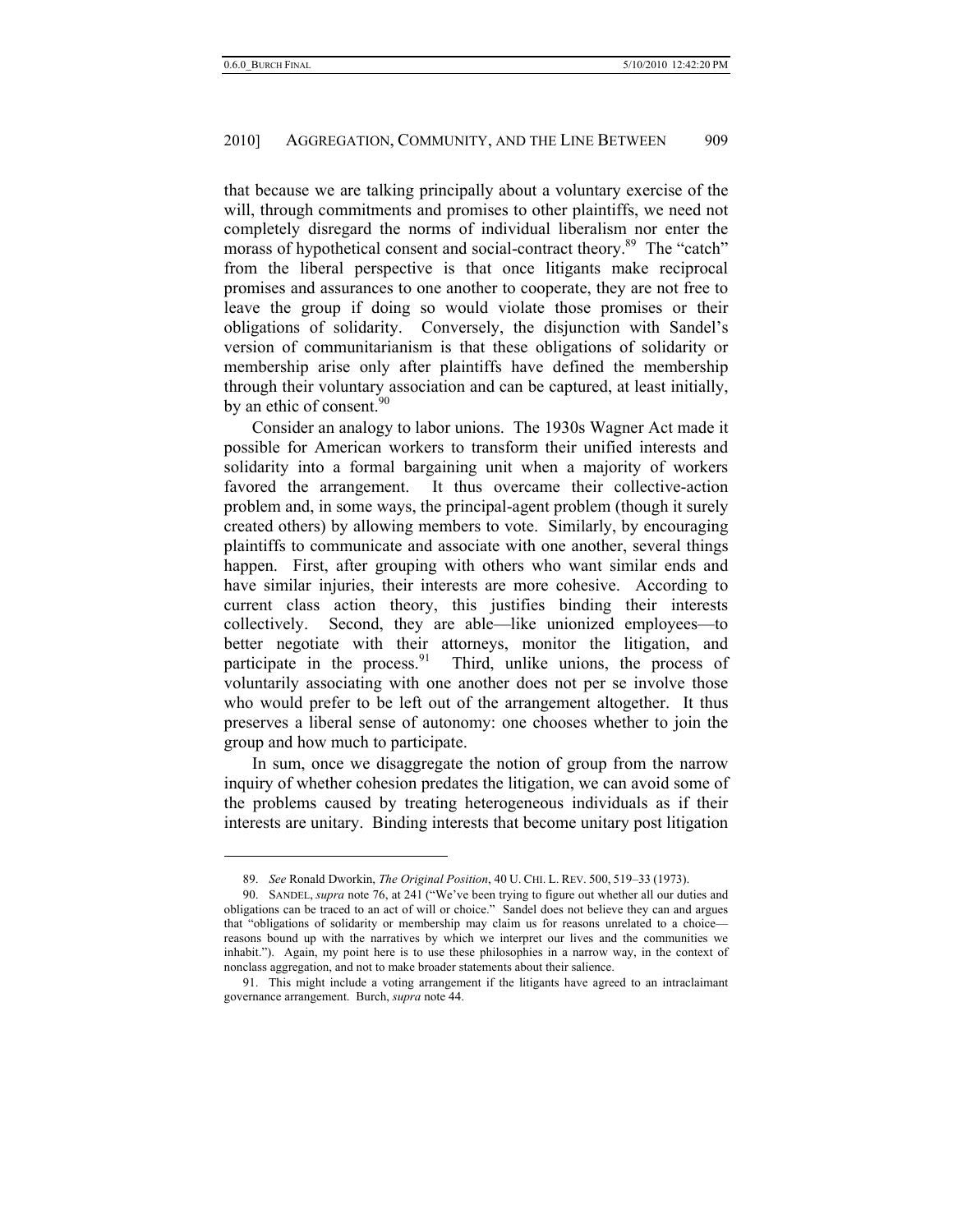that because we are talking principally about a voluntary exercise of the will, through commitments and promises to other plaintiffs, we need not completely disregard the norms of individual liberalism nor enter the morass of hypothetical consent and social-contract theory.[89] The "catch" from the liberal perspective is that once litigants make reciprocal promises and assurances to one another to cooperate, they are not free to leave the group if doing so would violate those promises or their obligations of solidarity. Conversely, the disjunction with Sandel's version of communitarianism is that these obligations of solidarity or membership arise only after plaintiffs have defined the membership through their voluntary association and can be captured, at least initially, by an ethic of consent.[90]

Consider an analogy to labor unions. The 1930s Wagner Act made it possible for American workers to transform their unified interests and solidarity into a formal bargaining unit when a majority of workers favored the arrangement. It thus overcame their collective-action problem and, in some ways, the principal-agent problem (though it surely created others) by allowing members to vote. Similarly, by encouraging plaintiffs to communicate and associate with one another, several things happen. First, after grouping with others who want similar ends and have similar injuries, their interests are more cohesive. According to current class action theory, this justifies binding their interests collectively. Second, they are able—like unionized employees—to better negotiate with their attorneys, monitor the litigation, and participate in the process.[91] Third, unlike unions, the process of voluntarily associating with one another does not per se involve those who would prefer to be left out of the arrangement altogether. It thus preserves a liberal sense of autonomy: one chooses whether to join the group and how much to participate.

In sum, once we disaggregate the notion of group from the narrow inquiry of whether cohesion predates the litigation, we can avoid some of the problems caused by treating heterogeneous individuals as if their interests are unitary. Binding interests that become unitary post litigation

---

89. *See* Ronald Dworkin, *The Original Position*, 40 U. CHI. L. REV. 500, 519–33 (1973).

90. SANDEL, *supra* note 76, at 241 ("We've been trying to figure out whether all our duties and obligations can be traced to an act of will or choice." Sandel does not believe they can and argues that "obligations of solidarity or membership may claim us for reasons unrelated to a choice—reasons bound up with the narratives by which we interpret our lives and the communities we inhabit."). Again, my point here is to use these philosophies in a narrow way, in the context of nonclass aggregation, and not to make broader statements about their salience.

91. This might include a voting arrangement if the litigants have agreed to an intraclaimant governance arrangement. Burch, *supra* note 44.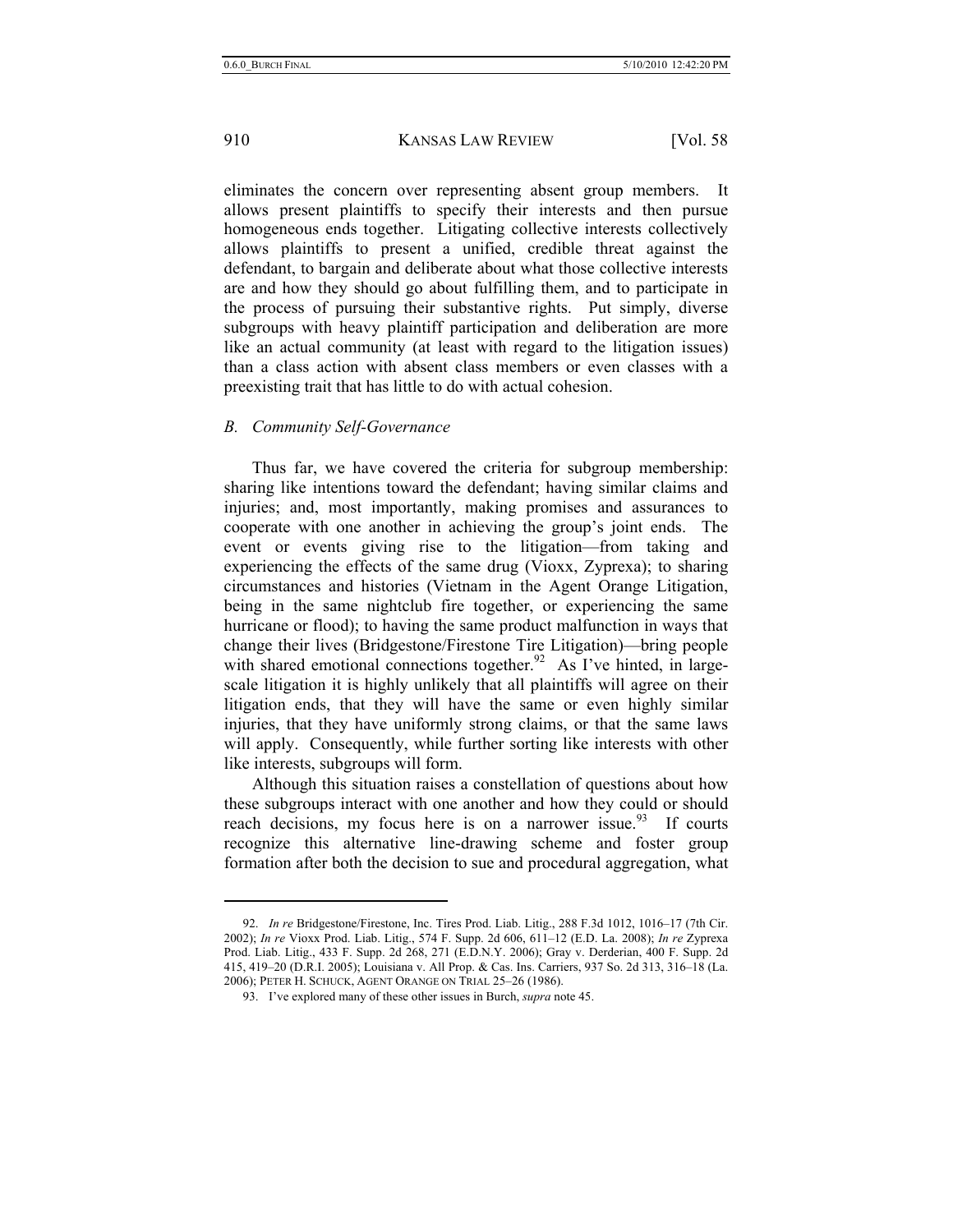eliminates the concern over representing absent group members. It allows present plaintiffs to specify their interests and then pursue homogeneous ends together. Litigating collective interests collectively allows plaintiffs to present a unified, credible threat against the defendant, to bargain and deliberate about what those collective interests are and how they should go about fulfilling them, and to participate in the process of pursuing their substantive rights. Put simply, diverse subgroups with heavy plaintiff participation and deliberation are more like an actual community (at least with regard to the litigation issues) than a class action with absent class members or even classes with a preexisting trait that has little to do with actual cohesion.

### *B. Community Self-Governance*

Thus far, we have covered the criteria for subgroup membership: sharing like intentions toward the defendant; having similar claims and injuries; and, most importantly, making promises and assurances to cooperate with one another in achieving the group's joint ends. The event or events giving rise to the litigation—from taking and experiencing the effects of the same drug (Vioxx, Zyprexa); to sharing circumstances and histories (Vietnam in the Agent Orange Litigation, being in the same nightclub fire together, or experiencing the same hurricane or flood); to having the same product malfunction in ways that change their lives (Bridgestone/Firestone Tire Litigation)—bring people with shared emotional connections together.[92] As I've hinted, in large-scale litigation it is highly unlikely that all plaintiffs will agree on their litigation ends, that they will have the same or even highly similar injuries, that they have uniformly strong claims, or that the same laws will apply. Consequently, while further sorting like interests with other like interests, subgroups will form.

Although this situation raises a constellation of questions about how these subgroups interact with one another and how they could or should reach decisions, my focus here is on a narrower issue.[93] If courts recognize this alternative line-drawing scheme and foster group formation after both the decision to sue and procedural aggregation, what

---

92. *In re* Bridgestone/Firestone, Inc. Tires Prod. Liab. Litig., 288 F.3d 1012, 1016–17 (7th Cir. 2002); *In re* Vioxx Prod. Liab. Litig., 574 F. Supp. 2d 606, 611–12 (E.D. La. 2008); *In re* Zyprexa Prod. Liab. Litig., 433 F. Supp. 2d 268, 271 (E.D.N.Y. 2006); Gray v. Derderian, 400 F. Supp. 2d 415, 419–20 (D.R.I. 2005); Louisiana v. All Prop. & Cas. Ins. Carriers, 937 So. 2d 313, 316–18 (La. 2006); PETER H. SCHUCK, AGENT ORANGE ON TRIAL 25–26 (1986).

93. I've explored many of these other issues in Burch, *supra* note 45.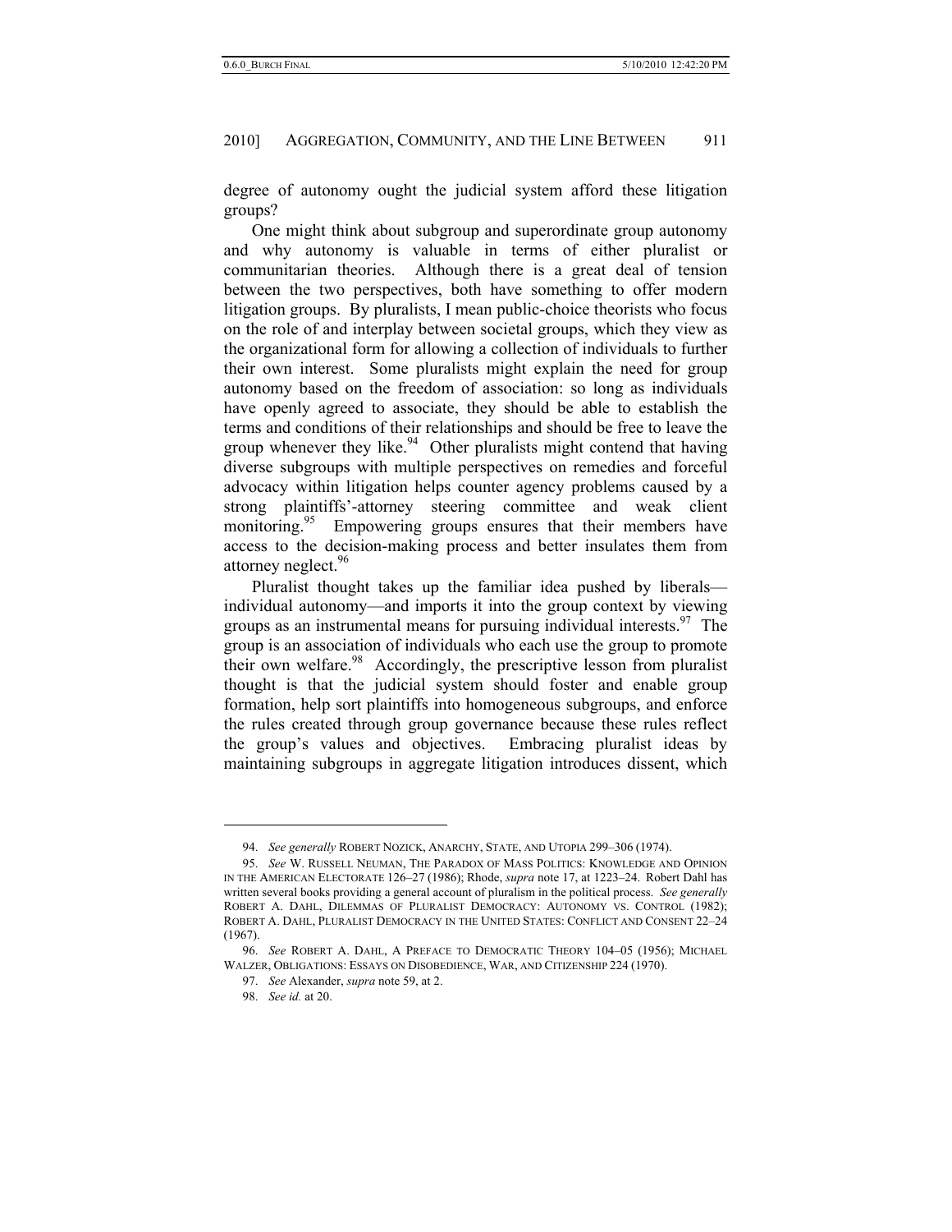degree of autonomy ought the judicial system afford these litigation groups?

One might think about subgroup and superordinate group autonomy and why autonomy is valuable in terms of either pluralist or communitarian theories. Although there is a great deal of tension between the two perspectives, both have something to offer modern litigation groups. By pluralists, I mean public-choice theorists who focus on the role of and interplay between societal groups, which they view as the organizational form for allowing a collection of individuals to further their own interest. Some pluralists might explain the need for group autonomy based on the freedom of association: so long as individuals have openly agreed to associate, they should be able to establish the terms and conditions of their relationships and should be free to leave the group whenever they like.[94] Other pluralists might contend that having diverse subgroups with multiple perspectives on remedies and forceful advocacy within litigation helps counter agency problems caused by a strong plaintiffs'-attorney steering committee and weak client monitoring.[95] Empowering groups ensures that their members have access to the decision-making process and better insulates them from attorney neglect.[96]

Pluralist thought takes up the familiar idea pushed by liberals—individual autonomy—and imports it into the group context by viewing groups as an instrumental means for pursuing individual interests.[97] The group is an association of individuals who each use the group to promote their own welfare.[98] Accordingly, the prescriptive lesson from pluralist thought is that the judicial system should foster and enable group formation, help sort plaintiffs into homogeneous subgroups, and enforce the rules created through group governance because these rules reflect the group's values and objectives. Embracing pluralist ideas by maintaining subgroups in aggregate litigation introduces dissent, which

---

94. *See generally* ROBERT NOZICK, ANARCHY, STATE, AND UTOPIA 299–306 (1974).

95. *See* W. RUSSELL NEUMAN, THE PARADOX OF MASS POLITICS: KNOWLEDGE AND OPINION IN THE AMERICAN ELECTORATE 126–27 (1986); Rhode, *supra* note 17, at 1223–24. Robert Dahl has written several books providing a general account of pluralism in the political process. *See generally* ROBERT A. DAHL, DILEMMAS OF PLURALIST DEMOCRACY: AUTONOMY VS. CONTROL (1982); ROBERT A. DAHL, PLURALIST DEMOCRACY IN THE UNITED STATES: CONFLICT AND CONSENT 22–24 (1967).

96. *See* ROBERT A. DAHL, A PREFACE TO DEMOCRATIC THEORY 104–05 (1956); MICHAEL WALZER, OBLIGATIONS: ESSAYS ON DISOBEDIENCE, WAR, AND CITIZENSHIP 224 (1970).

97. *See* Alexander, *supra* note 59, at 2.

98. *See id.* at 20.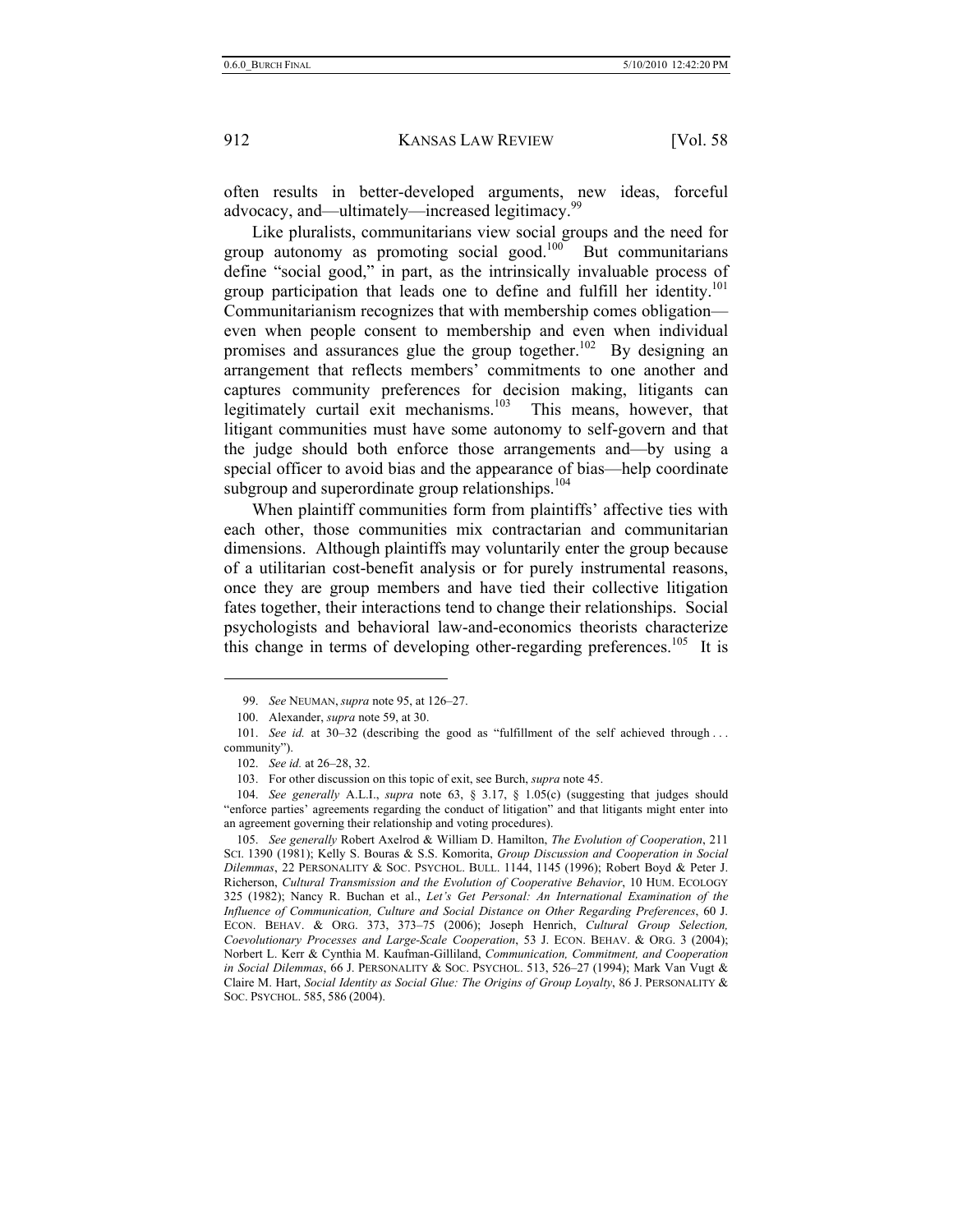often results in better-developed arguments, new ideas, forceful advocacy, and—ultimately—increased legitimacy.[99]

Like pluralists, communitarians view social groups and the need for group autonomy as promoting social good.[100] But communitarians define "social good," in part, as the intrinsically invaluable process of group participation that leads one to define and fulfill her identity.[101] Communitarianism recognizes that with membership comes obligation—even when people consent to membership and even when individual promises and assurances glue the group together.[102] By designing an arrangement that reflects members' commitments to one another and captures community preferences for decision making, litigants can legitimately curtail exit mechanisms.[103] This means, however, that litigant communities must have some autonomy to self-govern and that the judge should both enforce those arrangements and—by using a special officer to avoid bias and the appearance of bias—help coordinate subgroup and superordinate group relationships.[104]

When plaintiff communities form from plaintiffs' affective ties with each other, those communities mix contractarian and communitarian dimensions. Although plaintiffs may voluntarily enter the group because of a utilitarian cost-benefit analysis or for purely instrumental reasons, once they are group members and have tied their collective litigation fates together, their interactions tend to change their relationships. Social psychologists and behavioral law-and-economics theorists characterize this change in terms of developing other-regarding preferences.[105] It is

---

99. *See* NEUMAN, *supra* note 95, at 126–27.

100. Alexander, *supra* note 59, at 30.

101. *See id.* at 30–32 (describing the good as "fulfillment of the self achieved through . . . community").

102. *See id.* at 26–28, 32.

103. For other discussion on this topic of exit, see Burch, *supra* note 45.

104. *See generally* A.L.I., *supra* note 63, § 3.17, § 1.05(c) (suggesting that judges should "enforce parties' agreements regarding the conduct of litigation" and that litigants might enter into an agreement governing their relationship and voting procedures).

105. *See generally* Robert Axelrod & William D. Hamilton, *The Evolution of Cooperation*, 211 SCI. 1390 (1981); Kelly S. Bouras & S.S. Komorita, *Group Discussion and Cooperation in Social Dilemmas*, 22 PERSONALITY & SOC. PSYCHOL. BULL. 1144, 1145 (1996); Robert Boyd & Peter J. Richerson, *Cultural Transmission and the Evolution of Cooperative Behavior*, 10 HUM. ECOLOGY 325 (1982); Nancy R. Buchan et al., *Let's Get Personal: An International Examination of the Influence of Communication, Culture and Social Distance on Other Regarding Preferences*, 60 J. ECON. BEHAV. & ORG. 373, 373–75 (2006); Joseph Henrich, *Cultural Group Selection, Coevolutionary Processes and Large-Scale Cooperation*, 53 J. ECON. BEHAV. & ORG. 3 (2004); Norbert L. Kerr & Cynthia M. Kaufman-Gilliland, *Communication, Commitment, and Cooperation in Social Dilemmas*, 66 J. PERSONALITY & SOC. PSYCHOL. 513, 526–27 (1994); Mark Van Vugt & Claire M. Hart, *Social Identity as Social Glue: The Origins of Group Loyalty*, 86 J. PERSONALITY & SOC. PSYCHOL. 585, 586 (2004).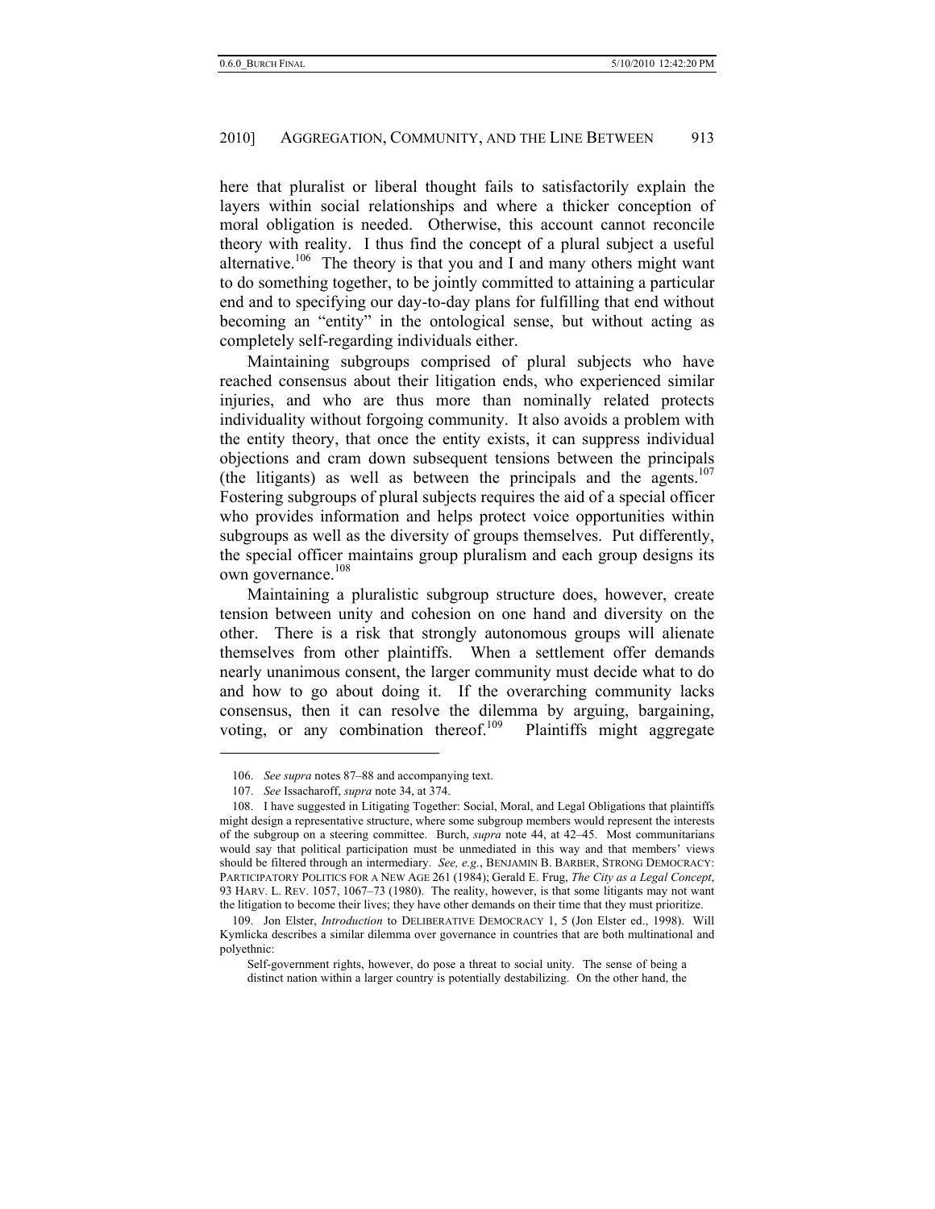here that pluralist or liberal thought fails to satisfactorily explain the layers within social relationships and where a thicker conception of moral obligation is needed. Otherwise, this account cannot reconcile theory with reality. I thus find the concept of a plural subject a useful alternative.[106] The theory is that you and I and many others might want to do something together, to be jointly committed to attaining a particular end and to specifying our day-to-day plans for fulfilling that end without becoming an "entity" in the ontological sense, but without acting as completely self-regarding individuals either.

Maintaining subgroups comprised of plural subjects who have reached consensus about their litigation ends, who experienced similar injuries, and who are thus more than nominally related protects individuality without forgoing community. It also avoids a problem with the entity theory, that once the entity exists, it can suppress individual objections and cram down subsequent tensions between the principals (the litigants) as well as between the principals and the agents.[107] Fostering subgroups of plural subjects requires the aid of a special officer who provides information and helps protect voice opportunities within subgroups as well as the diversity of groups themselves. Put differently, the special officer maintains group pluralism and each group designs its own governance.[108]

Maintaining a pluralistic subgroup structure does, however, create tension between unity and cohesion on one hand and diversity on the other. There is a risk that strongly autonomous groups will alienate themselves from other plaintiffs. When a settlement offer demands nearly unanimous consent, the larger community must decide what to do and how to go about doing it. If the overarching community lacks consensus, then it can resolve the dilemma by arguing, bargaining, voting, or any combination thereof.[109] Plaintiffs might aggregate

---

106. *See supra* notes 87–88 and accompanying text.

107. *See* Issacharoff, *supra* note 34, at 374.

108. I have suggested in Litigating Together: Social, Moral, and Legal Obligations that plaintiffs might design a representative structure, where some subgroup members would represent the interests of the subgroup on a steering committee. Burch, *supra* note 44, at 42–45. Most communitarians would say that political participation must be unmediated in this way and that members' views should be filtered through an intermediary. *See, e.g.*, BENJAMIN B. BARBER, STRONG DEMOCRACY: PARTICIPATORY POLITICS FOR A NEW AGE 261 (1984); Gerald E. Frug, *The City as a Legal Concept*, 93 HARV. L. REV. 1057, 1067–73 (1980). The reality, however, is that some litigants may not want the litigation to become their lives; they have other demands on their time that they must prioritize.

109. Jon Elster, *Introduction* to DELIBERATIVE DEMOCRACY 1, 5 (Jon Elster ed., 1998). Will Kymlicka describes a similar dilemma over governance in countries that are both multinational and polyethnic:

> Self-government rights, however, do pose a threat to social unity. The sense of being a distinct nation within a larger country is potentially destabilizing. On the other hand, the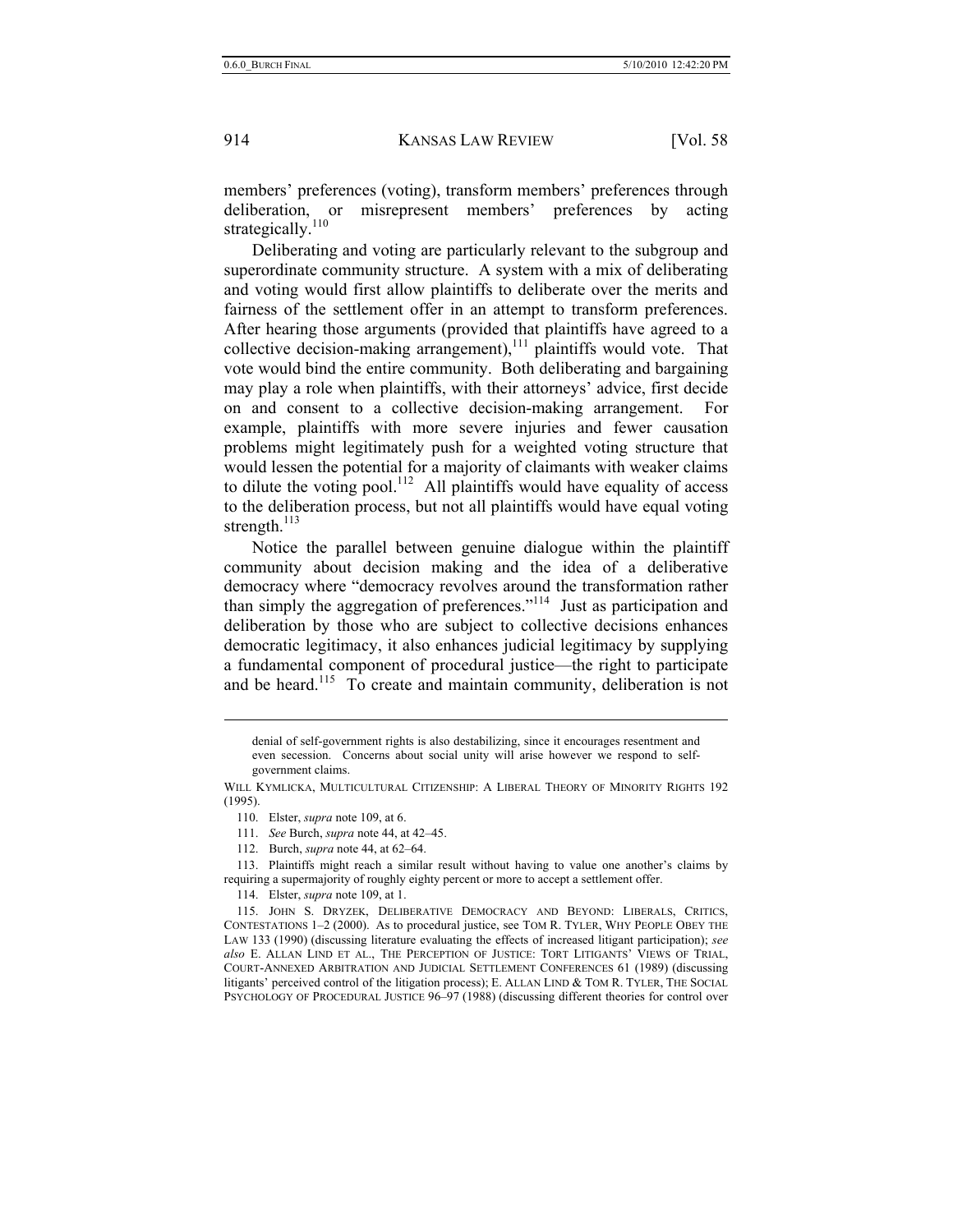members' preferences (voting), transform members' preferences through deliberation, or misrepresent members' preferences by acting strategically.[110]

Deliberating and voting are particularly relevant to the subgroup and superordinate community structure. A system with a mix of deliberating and voting would first allow plaintiffs to deliberate over the merits and fairness of the settlement offer in an attempt to transform preferences. After hearing those arguments (provided that plaintiffs have agreed to a collective decision-making arrangement),[111] plaintiffs would vote. That vote would bind the entire community. Both deliberating and bargaining may play a role when plaintiffs, with their attorneys' advice, first decide on and consent to a collective decision-making arrangement. For example, plaintiffs with more severe injuries and fewer causation problems might legitimately push for a weighted voting structure that would lessen the potential for a majority of claimants with weaker claims to dilute the voting pool.[112] All plaintiffs would have equality of access to the deliberation process, but not all plaintiffs would have equal voting strength.[113]

Notice the parallel between genuine dialogue within the plaintiff community about decision making and the idea of a deliberative democracy where "democracy revolves around the transformation rather than simply the aggregation of preferences."[114] Just as participation and deliberation by those who are subject to collective decisions enhances democratic legitimacy, it also enhances judicial legitimacy by supplying a fundamental component of procedural justice—the right to participate and be heard.[115] To create and maintain community, deliberation is not

---

> denial of self-government rights is also destabilizing, since it encourages resentment and even secession. Concerns about social unity will arise however we respond to self-government claims.

WILL KYMLICKA, MULTICULTURAL CITIZENSHIP: A LIBERAL THEORY OF MINORITY RIGHTS 192 (1995).

110. Elster, *supra* note 109, at 6.

111. *See* Burch, *supra* note 44, at 42–45.

112. Burch, *supra* note 44, at 62–64.

113. Plaintiffs might reach a similar result without having to value one another's claims by requiring a supermajority of roughly eighty percent or more to accept a settlement offer.

114. Elster, *supra* note 109, at 1.

115. JOHN S. DRYZEK, DELIBERATIVE DEMOCRACY AND BEYOND: LIBERALS, CRITICS, CONTESTATIONS 1–2 (2000). As to procedural justice, see TOM R. TYLER, WHY PEOPLE OBEY THE LAW 133 (1990) (discussing literature evaluating the effects of increased litigant participation); *see also* E. ALLAN LIND ET AL., THE PERCEPTION OF JUSTICE: TORT LITIGANTS' VIEWS OF TRIAL, COURT-ANNEXED ARBITRATION AND JUDICIAL SETTLEMENT CONFERENCES 61 (1989) (discussing litigants' perceived control of the litigation process); E. ALLAN LIND & TOM R. TYLER, THE SOCIAL PSYCHOLOGY OF PROCEDURAL JUSTICE 96–97 (1988) (discussing different theories for control over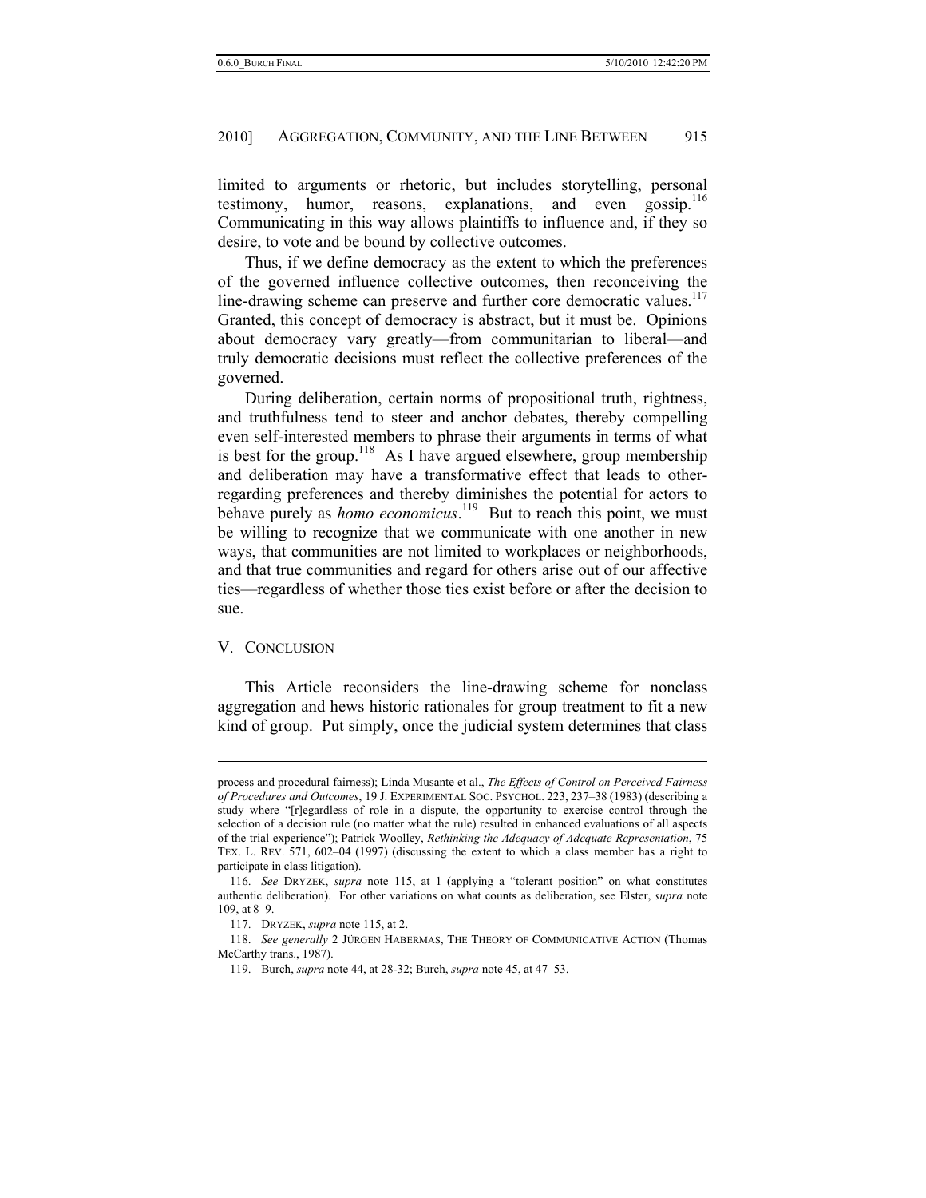limited to arguments or rhetoric, but includes storytelling, personal testimony, humor, reasons, explanations, and even gossip.[116] Communicating in this way allows plaintiffs to influence and, if they so desire, to vote and be bound by collective outcomes.

Thus, if we define democracy as the extent to which the preferences of the governed influence collective outcomes, then reconceiving the line-drawing scheme can preserve and further core democratic values.[117] Granted, this concept of democracy is abstract, but it must be. Opinions about democracy vary greatly—from communitarian to liberal—and truly democratic decisions must reflect the collective preferences of the governed.

During deliberation, certain norms of propositional truth, rightness, and truthfulness tend to steer and anchor debates, thereby compelling even self-interested members to phrase their arguments in terms of what is best for the group.[118] As I have argued elsewhere, group membership and deliberation may have a transformative effect that leads to other-regarding preferences and thereby diminishes the potential for actors to behave purely as *homo economicus*.[119] But to reach this point, we must be willing to recognize that we communicate with one another in new ways, that communities are not limited to workplaces or neighborhoods, and that true communities and regard for others arise out of our affective ties—regardless of whether those ties exist before or after the decision to sue.

## V. Conclusion

This Article reconsiders the line-drawing scheme for nonclass aggregation and hews historic rationales for group treatment to fit a new kind of group. Put simply, once the judicial system determines that class

---

process and procedural fairness); Linda Musante et al., *The Effects of Control on Perceived Fairness of Procedures and Outcomes*, 19 J. Experimental Soc. Psychol. 223, 237–38 (1983) (describing a study where "[r]egardless of role in a dispute, the opportunity to exercise control through the selection of a decision rule (no matter what the rule) resulted in enhanced evaluations of all aspects of the trial experience"); Patrick Woolley, *Rethinking the Adequacy of Adequate Representation*, 75 Tex. L. Rev. 571, 602–04 (1997) (discussing the extent to which a class member has a right to participate in class litigation).

116. *See* Dryzek, *supra* note 115, at 1 (applying a "tolerant position" on what constitutes authentic deliberation). For other variations on what counts as deliberation, see Elster, *supra* note 109, at 8–9.

117. Dryzek, *supra* note 115, at 2.

118. *See generally* 2 Jürgen Habermas, The Theory of Communicative Action (Thomas McCarthy trans., 1987).

119. Burch, *supra* note 44, at 28-32; Burch, *supra* note 45, at 47–53.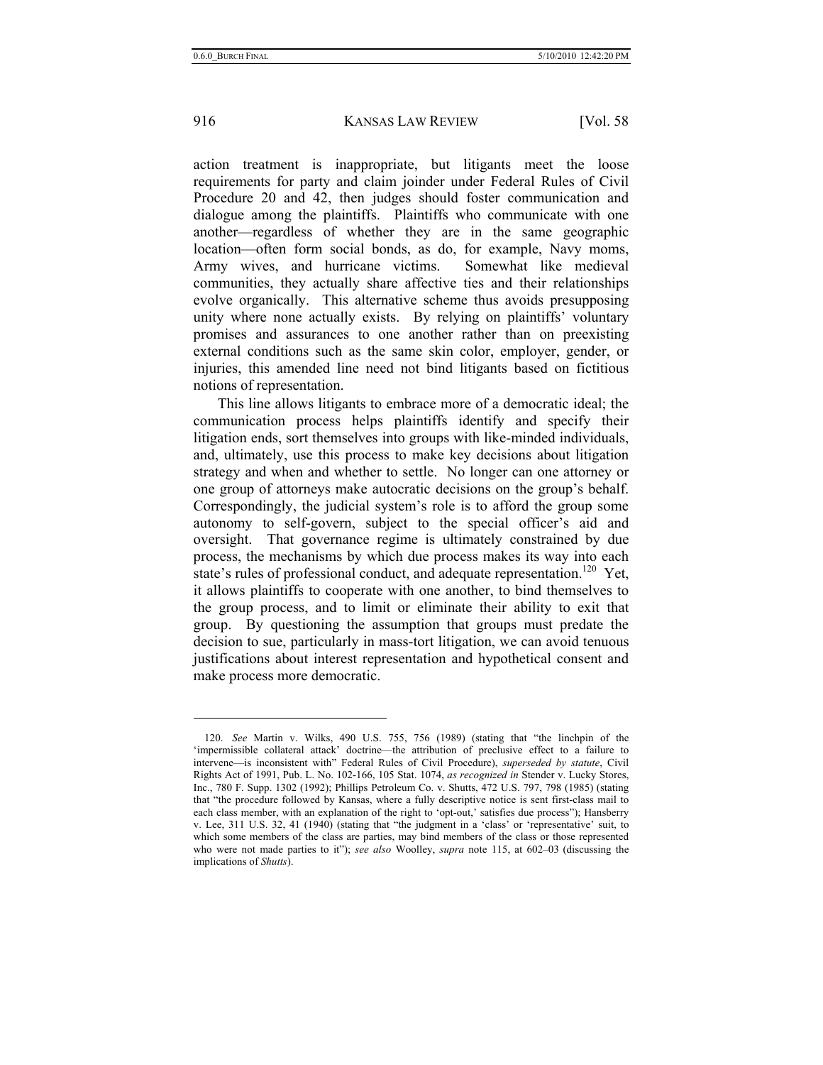action treatment is inappropriate, but litigants meet the loose requirements for party and claim joinder under Federal Rules of Civil Procedure 20 and 42, then judges should foster communication and dialogue among the plaintiffs. Plaintiffs who communicate with one another—regardless of whether they are in the same geographic location—often form social bonds, as do, for example, Navy moms, Army wives, and hurricane victims. Somewhat like medieval communities, they actually share affective ties and their relationships evolve organically. This alternative scheme thus avoids presupposing unity where none actually exists. By relying on plaintiffs' voluntary promises and assurances to one another rather than on preexisting external conditions such as the same skin color, employer, gender, or injuries, this amended line need not bind litigants based on fictitious notions of representation.

This line allows litigants to embrace more of a democratic ideal; the communication process helps plaintiffs identify and specify their litigation ends, sort themselves into groups with like-minded individuals, and, ultimately, use this process to make key decisions about litigation strategy and when and whether to settle. No longer can one attorney or one group of attorneys make autocratic decisions on the group's behalf. Correspondingly, the judicial system's role is to afford the group some autonomy to self-govern, subject to the special officer's aid and oversight. That governance regime is ultimately constrained by due process, the mechanisms by which due process makes its way into each state's rules of professional conduct, and adequate representation.[120] Yet, it allows plaintiffs to cooperate with one another, to bind themselves to the group process, and to limit or eliminate their ability to exit that group. By questioning the assumption that groups must predate the decision to sue, particularly in mass-tort litigation, we can avoid tenuous justifications about interest representation and hypothetical consent and make process more democratic.

---

120. *See* Martin v. Wilks, 490 U.S. 755, 756 (1989) (stating that "the linchpin of the 'impermissible collateral attack' doctrine—the attribution of preclusive effect to a failure to intervene—is inconsistent with" Federal Rules of Civil Procedure), *superseded by statute*, Civil Rights Act of 1991, Pub. L. No. 102-166, 105 Stat. 1074, *as recognized in* Stender v. Lucky Stores, Inc., 780 F. Supp. 1302 (1992); Phillips Petroleum Co. v. Shutts, 472 U.S. 797, 798 (1985) (stating that "the procedure followed by Kansas, where a fully descriptive notice is sent first-class mail to each class member, with an explanation of the right to 'opt-out,' satisfies due process"); Hansberry v. Lee, 311 U.S. 32, 41 (1940) (stating that "the judgment in a 'class' or 'representative' suit, to which some members of the class are parties, may bind members of the class or those represented who were not made parties to it"); *see also* Woolley, *supra* note 115, at 602–03 (discussing the implications of *Shutts*).